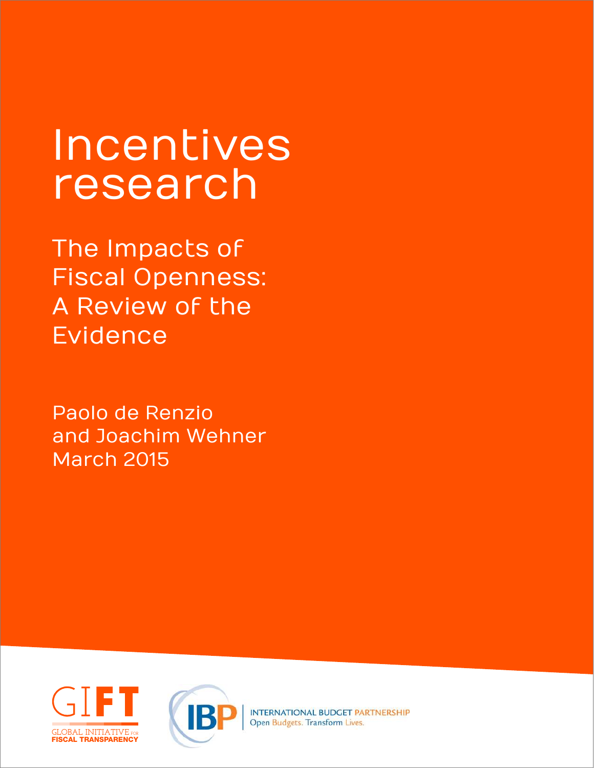# Incentives research

## The Impacts of Fiscal Openness: A Review of the Evidence

Paolo de Renzio
and Joachim Wehner
March 2015

GIFT
GLOBAL INITIATIVE FOR FISCAL TRANSPARENCY

IBP
INTERNATIONAL BUDGET PARTNERSHIP
Open Budgets. Transform Lives.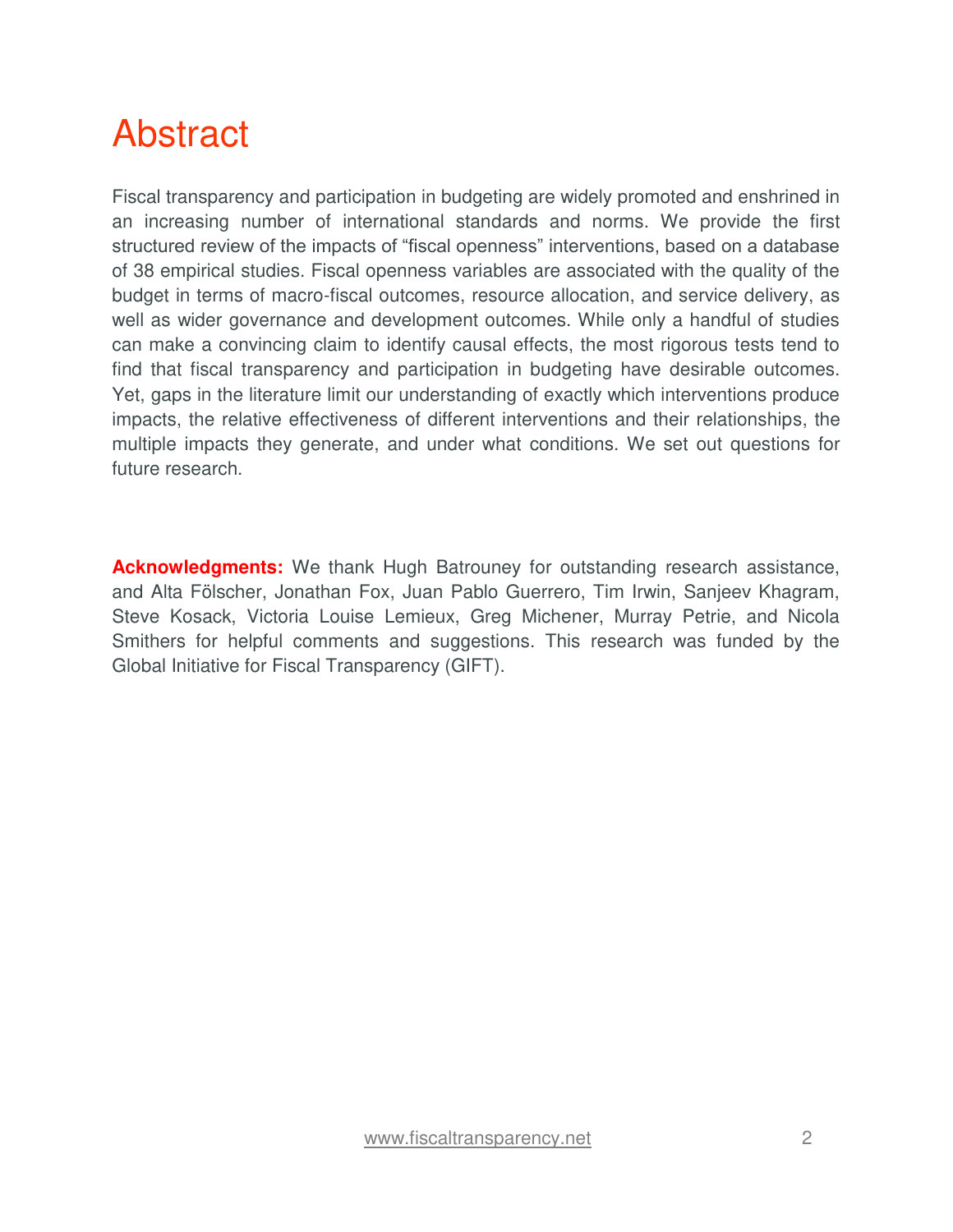# Abstract

Fiscal transparency and participation in budgeting are widely promoted and enshrined in an increasing number of international standards and norms. We provide the first structured review of the impacts of "fiscal openness" interventions, based on a database of 38 empirical studies. Fiscal openness variables are associated with the quality of the budget in terms of macro-fiscal outcomes, resource allocation, and service delivery, as well as wider governance and development outcomes. While only a handful of studies can make a convincing claim to identify causal effects, the most rigorous tests tend to find that fiscal transparency and participation in budgeting have desirable outcomes. Yet, gaps in the literature limit our understanding of exactly which interventions produce impacts, the relative effectiveness of different interventions and their relationships, the multiple impacts they generate, and under what conditions. We set out questions for future research.

**Acknowledgments:** We thank Hugh Batrouney for outstanding research assistance, and Alta Fölscher, Jonathan Fox, Juan Pablo Guerrero, Tim Irwin, Sanjeev Khagram, Steve Kosack, Victoria Louise Lemieux, Greg Michener, Murray Petrie, and Nicola Smithers for helpful comments and suggestions. This research was funded by the Global Initiative for Fiscal Transparency (GIFT).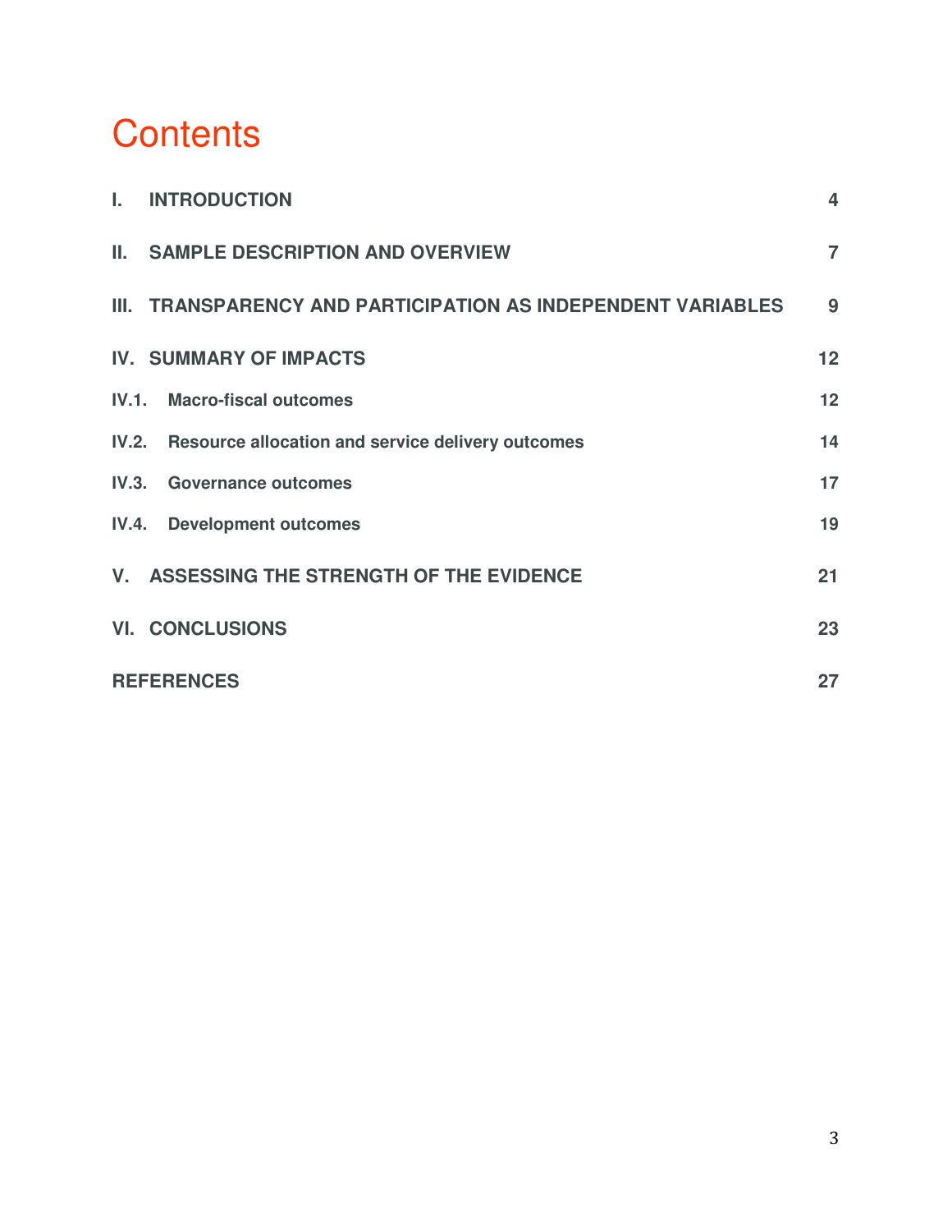# Contents

| | | |
|---|---|---|
| **I.** | **INTRODUCTION** | **4** |
| **II.** | **SAMPLE DESCRIPTION AND OVERVIEW** | **7** |
| **III.** | **TRANSPARENCY AND PARTICIPATION AS INDEPENDENT VARIABLES** | **9** |
| **IV.** | **SUMMARY OF IMPACTS** | **12** |
| **IV.1.** | **Macro-fiscal outcomes** | **12** |
| **IV.2.** | **Resource allocation and service delivery outcomes** | **14** |
| **IV.3.** | **Governance outcomes** | **17** |
| **IV.4.** | **Development outcomes** | **19** |
| **V.** | **ASSESSING THE STRENGTH OF THE EVIDENCE** | **21** |
| **VI.** | **CONCLUSIONS** | **23** |
| | **REFERENCES** | **27** |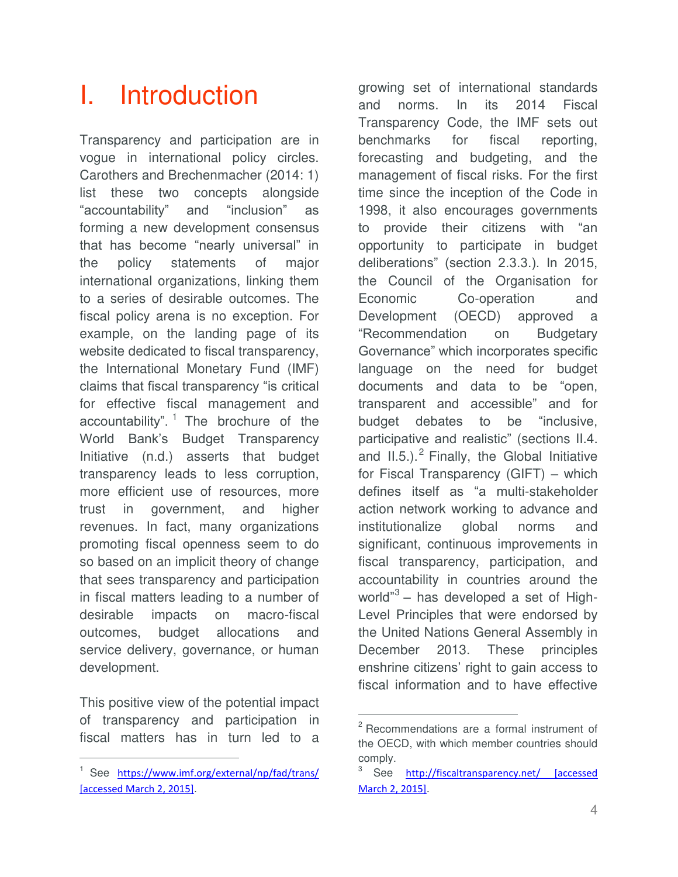# I. Introduction

Transparency and participation are in vogue in international policy circles. Carothers and Brechenmacher (2014: 1) list these two concepts alongside "accountability" and "inclusion" as forming a new development consensus that has become "nearly universal" in the policy statements of major international organizations, linking them to a series of desirable outcomes. The fiscal policy arena is no exception. For example, on the landing page of its website dedicated to fiscal transparency, the International Monetary Fund (IMF) claims that fiscal transparency "is critical for effective fiscal management and accountability".[1] The brochure of the World Bank's Budget Transparency Initiative (n.d.) asserts that budget transparency leads to less corruption, more efficient use of resources, more trust in government, and higher revenues. In fact, many organizations promoting fiscal openness seem to do so based on an implicit theory of change that sees transparency and participation in fiscal matters leading to a number of desirable impacts on macro-fiscal outcomes, budget allocations and service delivery, governance, or human development.

This positive view of the potential impact of transparency and participation in fiscal matters has in turn led to a growing set of international standards and norms. In its 2014 Fiscal Transparency Code, the IMF sets out benchmarks for fiscal reporting, forecasting and budgeting, and the management of fiscal risks. For the first time since the inception of the Code in 1998, it also encourages governments to provide their citizens with "an opportunity to participate in budget deliberations" (section 2.3.3.). In 2015, the Council of the Organisation for Economic Co-operation and Development (OECD) approved a "Recommendation on Budgetary Governance" which incorporates specific language on the need for budget documents and data to be "open, transparent and accessible" and for budget debates to be "inclusive, participative and realistic" (sections II.4. and II.5.).[2] Finally, the Global Initiative for Fiscal Transparency (GIFT) – which defines itself as "a multi-stakeholder action network working to advance and institutionalize global norms and significant, continuous improvements in fiscal transparency, participation, and accountability in countries around the world"[3] – has developed a set of High-Level Principles that were endorsed by the United Nations General Assembly in December 2013. These principles enshrine citizens' right to gain access to fiscal information and to have effective

---

[1] See https://www.imf.org/external/np/fad/trans/ [accessed March 2, 2015].

[2] Recommendations are a formal instrument of the OECD, with which member countries should comply.

[3] See http://fiscaltransparency.net/ [accessed March 2, 2015].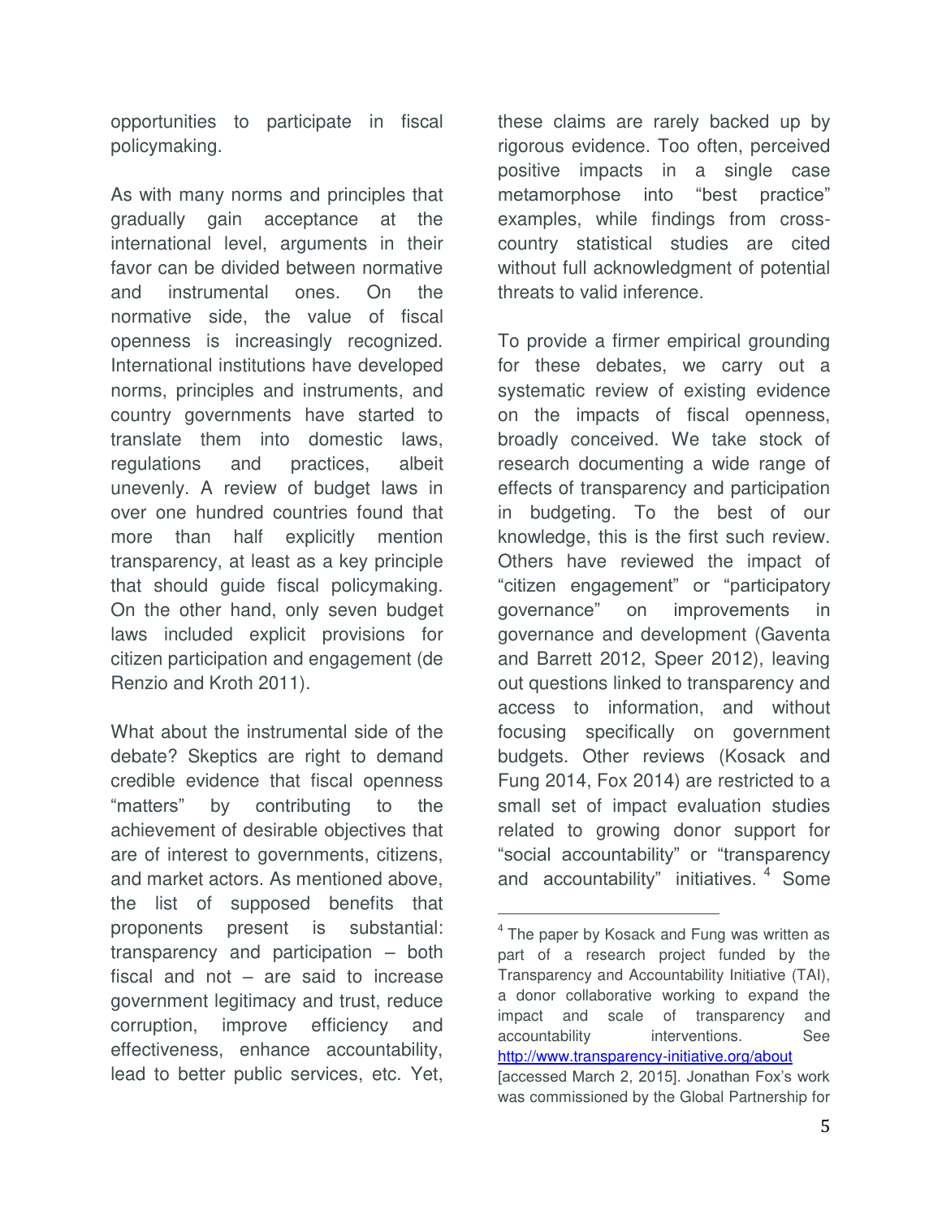opportunities to participate in fiscal policymaking.

As with many norms and principles that gradually gain acceptance at the international level, arguments in their favor can be divided between normative and instrumental ones. On the normative side, the value of fiscal openness is increasingly recognized. International institutions have developed norms, principles and instruments, and country governments have started to translate them into domestic laws, regulations and practices, albeit unevenly. A review of budget laws in over one hundred countries found that more than half explicitly mention transparency, at least as a key principle that should guide fiscal policymaking. On the other hand, only seven budget laws included explicit provisions for citizen participation and engagement (de Renzio and Kroth 2011).

What about the instrumental side of the debate? Skeptics are right to demand credible evidence that fiscal openness "matters" by contributing to the achievement of desirable objectives that are of interest to governments, citizens, and market actors. As mentioned above, the list of supposed benefits that proponents present is substantial: transparency and participation – both fiscal and not – are said to increase government legitimacy and trust, reduce corruption, improve efficiency and effectiveness, enhance accountability, lead to better public services, etc. Yet, these claims are rarely backed up by rigorous evidence. Too often, perceived positive impacts in a single case metamorphose into "best practice" examples, while findings from cross-country statistical studies are cited without full acknowledgment of potential threats to valid inference.

To provide a firmer empirical grounding for these debates, we carry out a systematic review of existing evidence on the impacts of fiscal openness, broadly conceived. We take stock of research documenting a wide range of effects of transparency and participation in budgeting. To the best of our knowledge, this is the first such review. Others have reviewed the impact of "citizen engagement" or "participatory governance" on improvements in governance and development (Gaventa and Barrett 2012, Speer 2012), leaving out questions linked to transparency and access to information, and without focusing specifically on government budgets. Other reviews (Kosack and Fung 2014, Fox 2014) are restricted to a small set of impact evaluation studies related to growing donor support for "social accountability" or "transparency and accountability" initiatives.[4] Some

[4] The paper by Kosack and Fung was written as part of a research project funded by the Transparency and Accountability Initiative (TAI), a donor collaborative working to expand the impact and scale of transparency and accountability interventions. See http://www.transparency-initiative.org/about [accessed March 2, 2015]. Jonathan Fox's work was commissioned by the Global Partnership for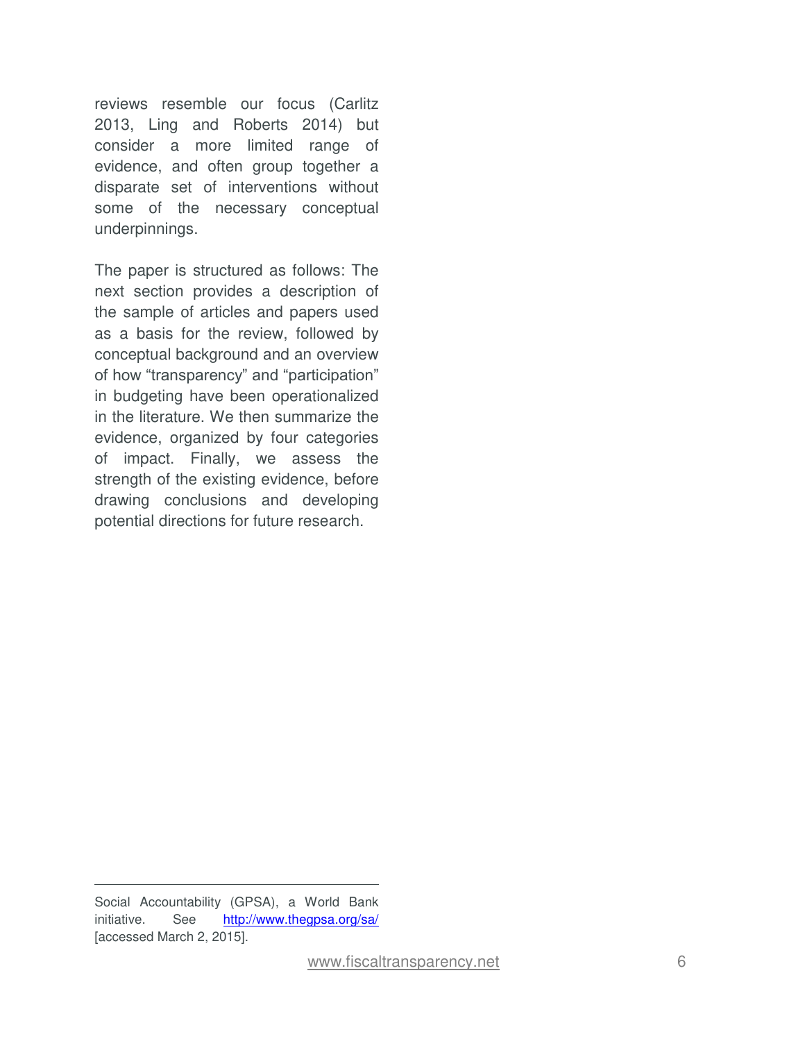reviews resemble our focus (Carlitz 2013, Ling and Roberts 2014) but consider a more limited range of evidence, and often group together a disparate set of interventions without some of the necessary conceptual underpinnings.

The paper is structured as follows: The next section provides a description of the sample of articles and papers used as a basis for the review, followed by conceptual background and an overview of how "transparency" and "participation" in budgeting have been operationalized in the literature. We then summarize the evidence, organized by four categories of impact. Finally, we assess the strength of the existing evidence, before drawing conclusions and developing potential directions for future research.

---

Social Accountability (GPSA), a World Bank initiative. See http://www.thegpsa.org/sa/ [accessed March 2, 2015].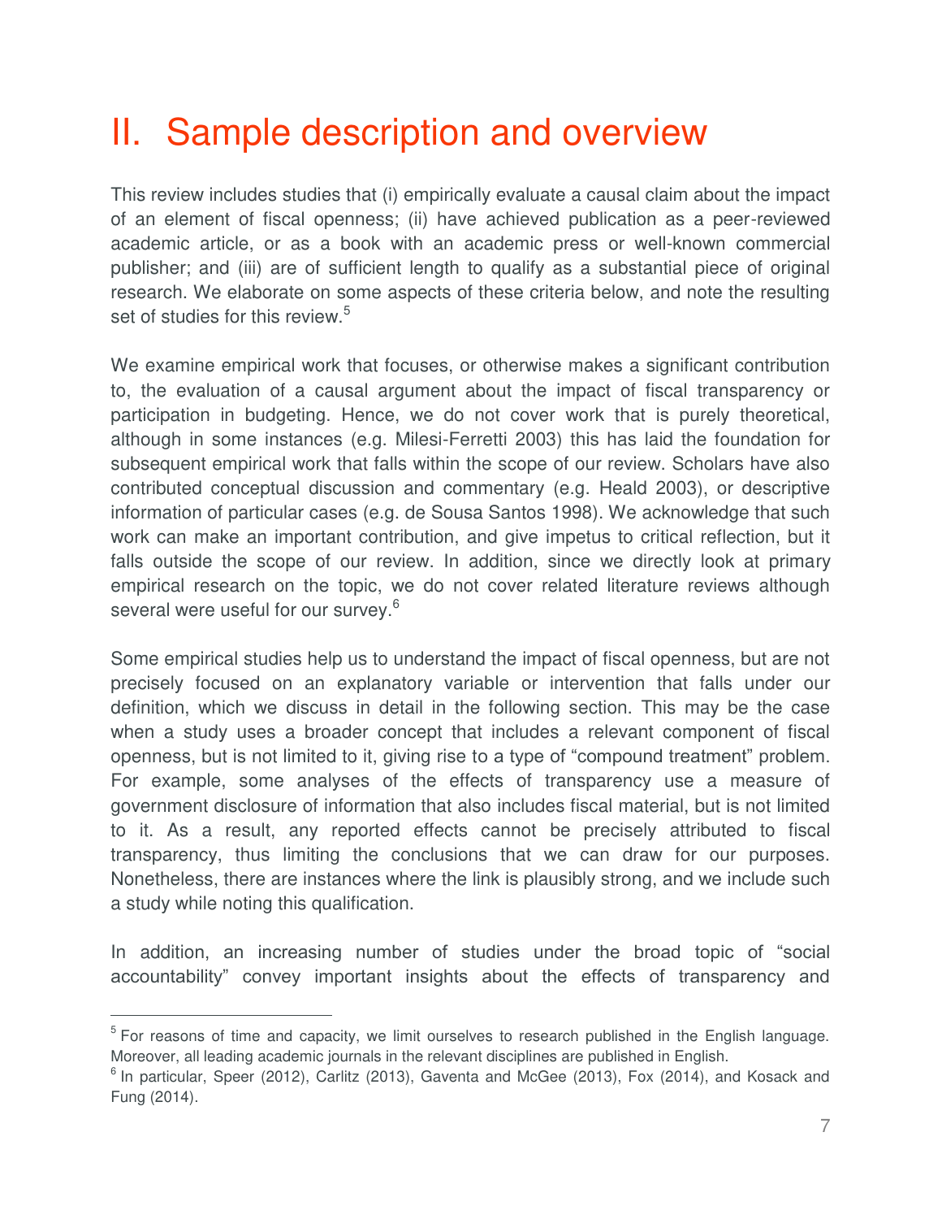# II. Sample description and overview

This review includes studies that (i) empirically evaluate a causal claim about the impact of an element of fiscal openness; (ii) have achieved publication as a peer-reviewed academic article, or as a book with an academic press or well-known commercial publisher; and (iii) are of sufficient length to qualify as a substantial piece of original research. We elaborate on some aspects of these criteria below, and note the resulting set of studies for this review.[5]

We examine empirical work that focuses, or otherwise makes a significant contribution to, the evaluation of a causal argument about the impact of fiscal transparency or participation in budgeting. Hence, we do not cover work that is purely theoretical, although in some instances (e.g. Milesi-Ferretti 2003) this has laid the foundation for subsequent empirical work that falls within the scope of our review. Scholars have also contributed conceptual discussion and commentary (e.g. Heald 2003), or descriptive information of particular cases (e.g. de Sousa Santos 1998). We acknowledge that such work can make an important contribution, and give impetus to critical reflection, but it falls outside the scope of our review. In addition, since we directly look at primary empirical research on the topic, we do not cover related literature reviews although several were useful for our survey.[6]

Some empirical studies help us to understand the impact of fiscal openness, but are not precisely focused on an explanatory variable or intervention that falls under our definition, which we discuss in detail in the following section. This may be the case when a study uses a broader concept that includes a relevant component of fiscal openness, but is not limited to it, giving rise to a type of "compound treatment" problem. For example, some analyses of the effects of transparency use a measure of government disclosure of information that also includes fiscal material, but is not limited to it. As a result, any reported effects cannot be precisely attributed to fiscal transparency, thus limiting the conclusions that we can draw for our purposes. Nonetheless, there are instances where the link is plausibly strong, and we include such a study while noting this qualification.

In addition, an increasing number of studies under the broad topic of "social accountability" convey important insights about the effects of transparency and

---

[5] For reasons of time and capacity, we limit ourselves to research published in the English language. Moreover, all leading academic journals in the relevant disciplines are published in English.

[6] In particular, Speer (2012), Carlitz (2013), Gaventa and McGee (2013), Fox (2014), and Kosack and Fung (2014).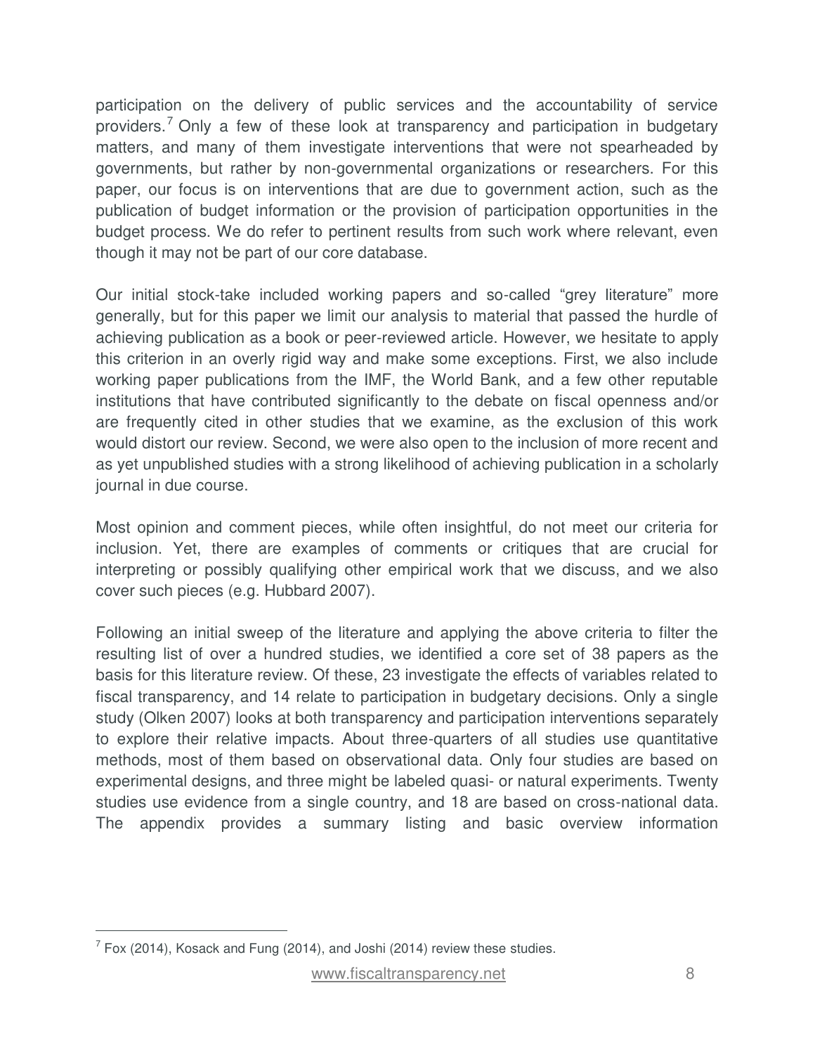participation on the delivery of public services and the accountability of service providers.[7] Only a few of these look at transparency and participation in budgetary matters, and many of them investigate interventions that were not spearheaded by governments, but rather by non-governmental organizations or researchers. For this paper, our focus is on interventions that are due to government action, such as the publication of budget information or the provision of participation opportunities in the budget process. We do refer to pertinent results from such work where relevant, even though it may not be part of our core database.

Our initial stock-take included working papers and so-called "grey literature" more generally, but for this paper we limit our analysis to material that passed the hurdle of achieving publication as a book or peer-reviewed article. However, we hesitate to apply this criterion in an overly rigid way and make some exceptions. First, we also include working paper publications from the IMF, the World Bank, and a few other reputable institutions that have contributed significantly to the debate on fiscal openness and/or are frequently cited in other studies that we examine, as the exclusion of this work would distort our review. Second, we were also open to the inclusion of more recent and as yet unpublished studies with a strong likelihood of achieving publication in a scholarly journal in due course.

Most opinion and comment pieces, while often insightful, do not meet our criteria for inclusion. Yet, there are examples of comments or critiques that are crucial for interpreting or possibly qualifying other empirical work that we discuss, and we also cover such pieces (e.g. Hubbard 2007).

Following an initial sweep of the literature and applying the above criteria to filter the resulting list of over a hundred studies, we identified a core set of 38 papers as the basis for this literature review. Of these, 23 investigate the effects of variables related to fiscal transparency, and 14 relate to participation in budgetary decisions. Only a single study (Olken 2007) looks at both transparency and participation interventions separately to explore their relative impacts. About three-quarters of all studies use quantitative methods, most of them based on observational data. Only four studies are based on experimental designs, and three might be labeled quasi- or natural experiments. Twenty studies use evidence from a single country, and 18 are based on cross-national data. The appendix provides a summary listing and basic overview information

[7] Fox (2014), Kosack and Fung (2014), and Joshi (2014) review these studies.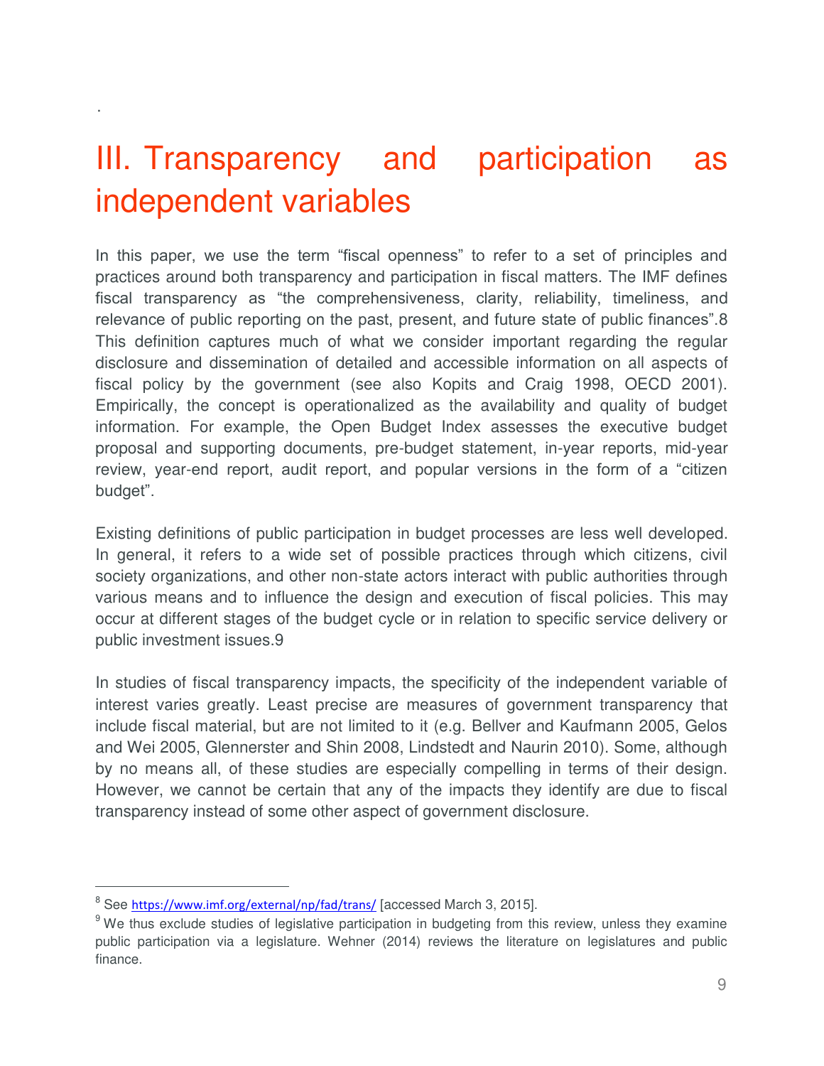.

# III. Transparency and participation as independent variables

In this paper, we use the term "fiscal openness" to refer to a set of principles and practices around both transparency and participation in fiscal matters. The IMF defines fiscal transparency as "the comprehensiveness, clarity, reliability, timeliness, and relevance of public reporting on the past, present, and future state of public finances".[8] This definition captures much of what we consider important regarding the regular disclosure and dissemination of detailed and accessible information on all aspects of fiscal policy by the government (see also Kopits and Craig 1998, OECD 2001). Empirically, the concept is operationalized as the availability and quality of budget information. For example, the Open Budget Index assesses the executive budget proposal and supporting documents, pre-budget statement, in-year reports, mid-year review, year-end report, audit report, and popular versions in the form of a "citizen budget".

Existing definitions of public participation in budget processes are less well developed. In general, it refers to a wide set of possible practices through which citizens, civil society organizations, and other non-state actors interact with public authorities through various means and to influence the design and execution of fiscal policies. This may occur at different stages of the budget cycle or in relation to specific service delivery or public investment issues.[9]

In studies of fiscal transparency impacts, the specificity of the independent variable of interest varies greatly. Least precise are measures of government transparency that include fiscal material, but are not limited to it (e.g. Bellver and Kaufmann 2005, Gelos and Wei 2005, Glennerster and Shin 2008, Lindstedt and Naurin 2010). Some, although by no means all, of these studies are especially compelling in terms of their design. However, we cannot be certain that any of the impacts they identify are due to fiscal transparency instead of some other aspect of government disclosure.

---

[8] See https://www.imf.org/external/np/fad/trans/ [accessed March 3, 2015].

[9] We thus exclude studies of legislative participation in budgeting from this review, unless they examine public participation via a legislature. Wehner (2014) reviews the literature on legislatures and public finance.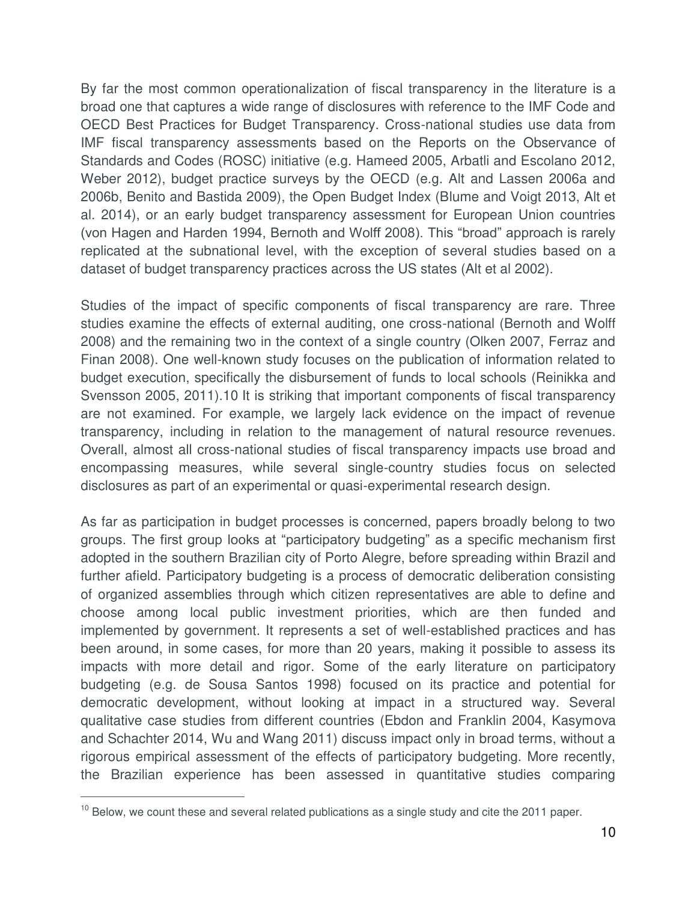By far the most common operationalization of fiscal transparency in the literature is a broad one that captures a wide range of disclosures with reference to the IMF Code and OECD Best Practices for Budget Transparency. Cross-national studies use data from IMF fiscal transparency assessments based on the Reports on the Observance of Standards and Codes (ROSC) initiative (e.g. Hameed 2005, Arbatli and Escolano 2012, Weber 2012), budget practice surveys by the OECD (e.g. Alt and Lassen 2006a and 2006b, Benito and Bastida 2009), the Open Budget Index (Blume and Voigt 2013, Alt et al. 2014), or an early budget transparency assessment for European Union countries (von Hagen and Harden 1994, Bernoth and Wolff 2008). This "broad" approach is rarely replicated at the subnational level, with the exception of several studies based on a dataset of budget transparency practices across the US states (Alt et al 2002).

Studies of the impact of specific components of fiscal transparency are rare. Three studies examine the effects of external auditing, one cross-national (Bernoth and Wolff 2008) and the remaining two in the context of a single country (Olken 2007, Ferraz and Finan 2008). One well-known study focuses on the publication of information related to budget execution, specifically the disbursement of funds to local schools (Reinikka and Svensson 2005, 2011).10 It is striking that important components of fiscal transparency are not examined. For example, we largely lack evidence on the impact of revenue transparency, including in relation to the management of natural resource revenues. Overall, almost all cross-national studies of fiscal transparency impacts use broad and encompassing measures, while several single-country studies focus on selected disclosures as part of an experimental or quasi-experimental research design.

As far as participation in budget processes is concerned, papers broadly belong to two groups. The first group looks at "participatory budgeting" as a specific mechanism first adopted in the southern Brazilian city of Porto Alegre, before spreading within Brazil and further afield. Participatory budgeting is a process of democratic deliberation consisting of organized assemblies through which citizen representatives are able to define and choose among local public investment priorities, which are then funded and implemented by government. It represents a set of well-established practices and has been around, in some cases, for more than 20 years, making it possible to assess its impacts with more detail and rigor. Some of the early literature on participatory budgeting (e.g. de Sousa Santos 1998) focused on its practice and potential for democratic development, without looking at impact in a structured way. Several qualitative case studies from different countries (Ebdon and Franklin 2004, Kasymova and Schachter 2014, Wu and Wang 2011) discuss impact only in broad terms, without a rigorous empirical assessment of the effects of participatory budgeting. More recently, the Brazilian experience has been assessed in quantitative studies comparing

[10] Below, we count these and several related publications as a single study and cite the 2011 paper.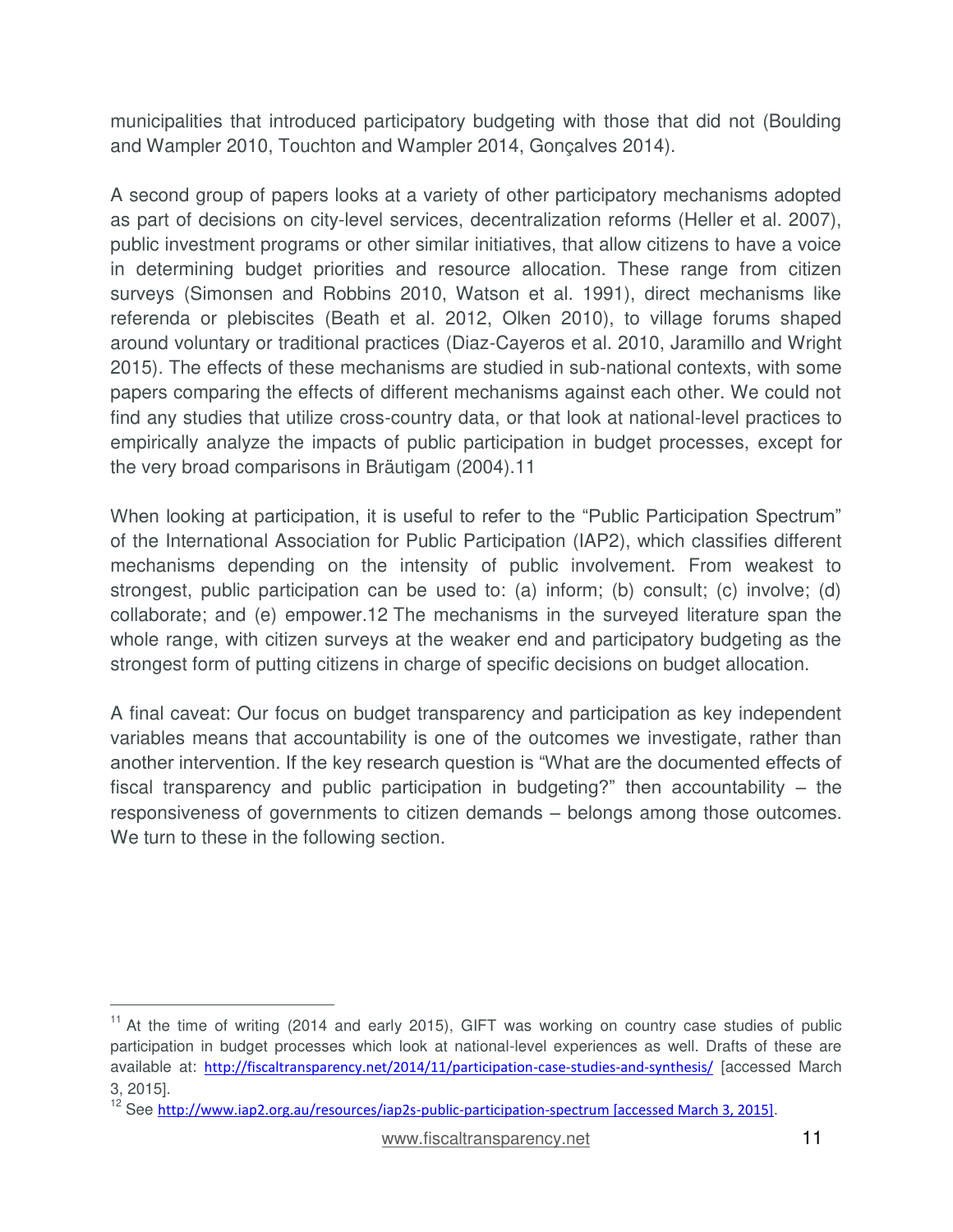municipalities that introduced participatory budgeting with those that did not (Boulding and Wampler 2010, Touchton and Wampler 2014, Gonçalves 2014).

A second group of papers looks at a variety of other participatory mechanisms adopted as part of decisions on city-level services, decentralization reforms (Heller et al. 2007), public investment programs or other similar initiatives, that allow citizens to have a voice in determining budget priorities and resource allocation. These range from citizen surveys (Simonsen and Robbins 2010, Watson et al. 1991), direct mechanisms like referenda or plebiscites (Beath et al. 2012, Olken 2010), to village forums shaped around voluntary or traditional practices (Diaz-Cayeros et al. 2010, Jaramillo and Wright 2015). The effects of these mechanisms are studied in sub-national contexts, with some papers comparing the effects of different mechanisms against each other. We could not find any studies that utilize cross-country data, or that look at national-level practices to empirically analyze the impacts of public participation in budget processes, except for the very broad comparisons in Bräutigam (2004).[11]

When looking at participation, it is useful to refer to the "Public Participation Spectrum" of the International Association for Public Participation (IAP2), which classifies different mechanisms depending on the intensity of public involvement. From weakest to strongest, public participation can be used to: (a) inform; (b) consult; (c) involve; (d) collaborate; and (e) empower.[12] The mechanisms in the surveyed literature span the whole range, with citizen surveys at the weaker end and participatory budgeting as the strongest form of putting citizens in charge of specific decisions on budget allocation.

A final caveat: Our focus on budget transparency and participation as key independent variables means that accountability is one of the outcomes we investigate, rather than another intervention. If the key research question is "What are the documented effects of fiscal transparency and public participation in budgeting?" then accountability – the responsiveness of governments to citizen demands – belongs among those outcomes. We turn to these in the following section.

---

[11] At the time of writing (2014 and early 2015), GIFT was working on country case studies of public participation in budget processes which look at national-level experiences as well. Drafts of these are available at: http://fiscaltransparency.net/2014/11/participation-case-studies-and-synthesis/ [accessed March 3, 2015].

[12] See http://www.iap2.org.au/resources/iap2s-public-participation-spectrum [accessed March 3, 2015].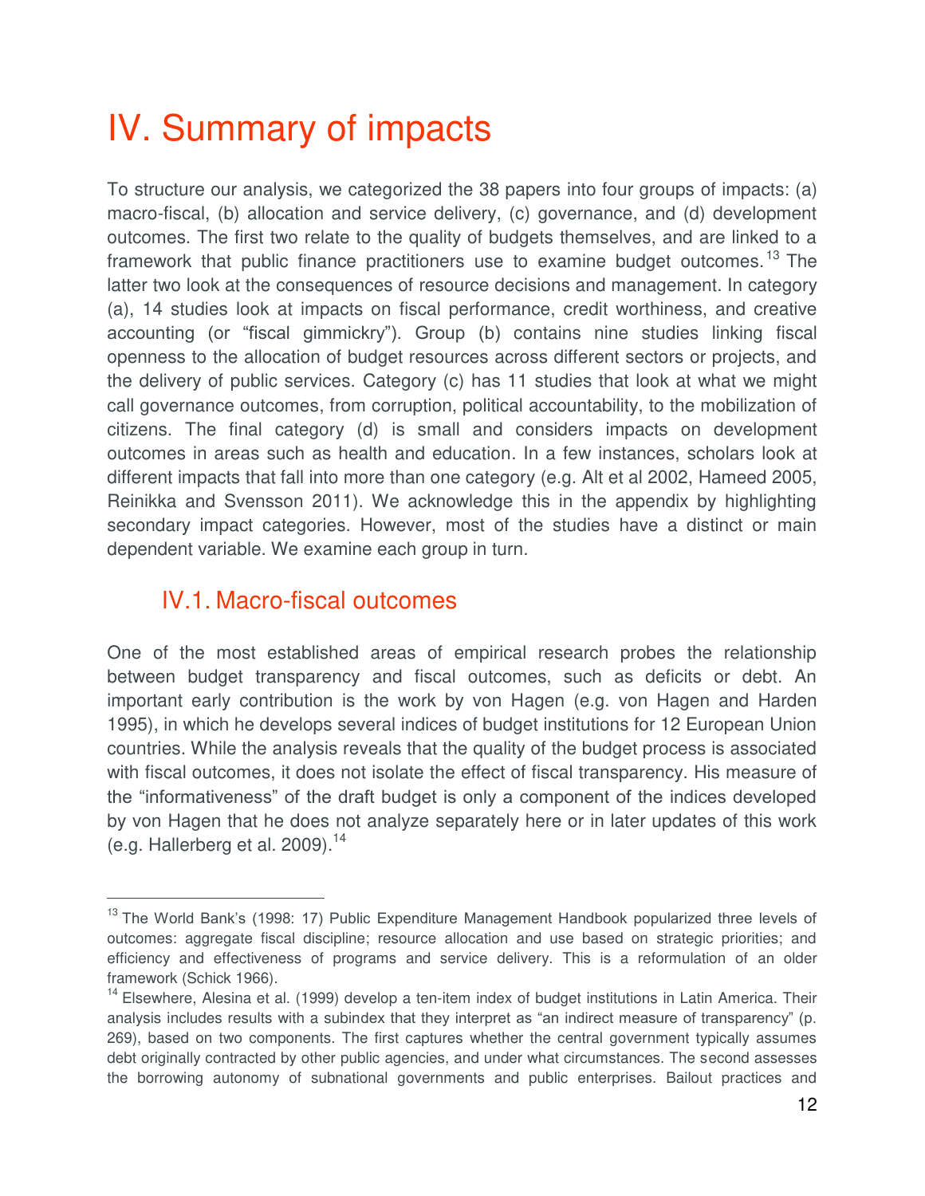# IV. Summary of impacts

To structure our analysis, we categorized the 38 papers into four groups of impacts: (a) macro-fiscal, (b) allocation and service delivery, (c) governance, and (d) development outcomes. The first two relate to the quality of budgets themselves, and are linked to a framework that public finance practitioners use to examine budget outcomes.[13] The latter two look at the consequences of resource decisions and management. In category (a), 14 studies look at impacts on fiscal performance, credit worthiness, and creative accounting (or "fiscal gimmickry"). Group (b) contains nine studies linking fiscal openness to the allocation of budget resources across different sectors or projects, and the delivery of public services. Category (c) has 11 studies that look at what we might call governance outcomes, from corruption, political accountability, to the mobilization of citizens. The final category (d) is small and considers impacts on development outcomes in areas such as health and education. In a few instances, scholars look at different impacts that fall into more than one category (e.g. Alt et al 2002, Hameed 2005, Reinikka and Svensson 2011). We acknowledge this in the appendix by highlighting secondary impact categories. However, most of the studies have a distinct or main dependent variable. We examine each group in turn.

## IV.1. Macro-fiscal outcomes

One of the most established areas of empirical research probes the relationship between budget transparency and fiscal outcomes, such as deficits or debt. An important early contribution is the work by von Hagen (e.g. von Hagen and Harden 1995), in which he develops several indices of budget institutions for 12 European Union countries. While the analysis reveals that the quality of the budget process is associated with fiscal outcomes, it does not isolate the effect of fiscal transparency. His measure of the "informativeness" of the draft budget is only a component of the indices developed by von Hagen that he does not analyze separately here or in later updates of this work (e.g. Hallerberg et al. 2009).[14]

---

[13] The World Bank's (1998: 17) Public Expenditure Management Handbook popularized three levels of outcomes: aggregate fiscal discipline; resource allocation and use based on strategic priorities; and efficiency and effectiveness of programs and service delivery. This is a reformulation of an older framework (Schick 1966).

[14] Elsewhere, Alesina et al. (1999) develop a ten-item index of budget institutions in Latin America. Their analysis includes results with a subindex that they interpret as "an indirect measure of transparency" (p. 269), based on two components. The first captures whether the central government typically assumes debt originally contracted by other public agencies, and under what circumstances. The second assesses the borrowing autonomy of subnational governments and public enterprises. Bailout practices and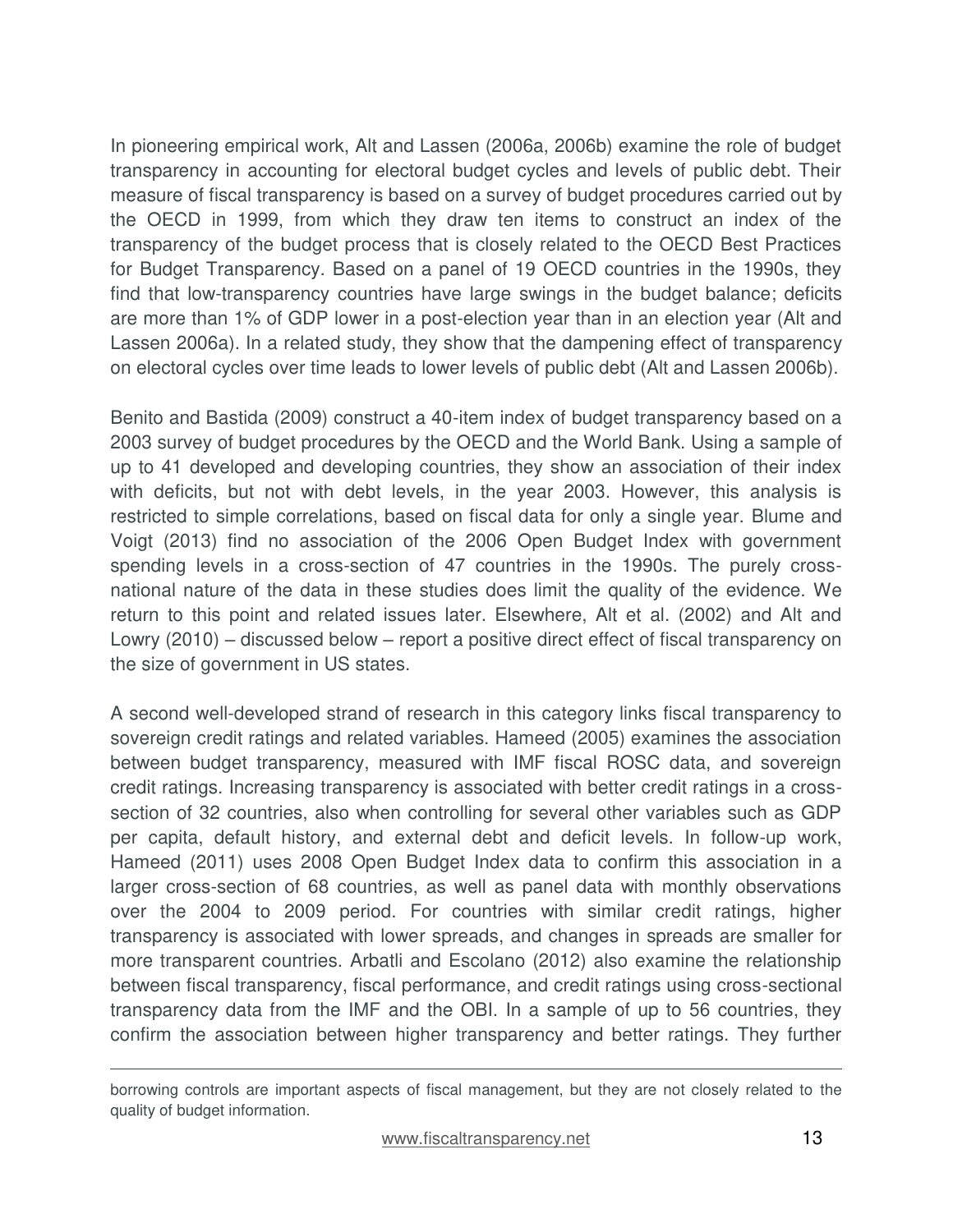In pioneering empirical work, Alt and Lassen (2006a, 2006b) examine the role of budget transparency in accounting for electoral budget cycles and levels of public debt. Their measure of fiscal transparency is based on a survey of budget procedures carried out by the OECD in 1999, from which they draw ten items to construct an index of the transparency of the budget process that is closely related to the OECD Best Practices for Budget Transparency. Based on a panel of 19 OECD countries in the 1990s, they find that low-transparency countries have large swings in the budget balance; deficits are more than 1% of GDP lower in a post-election year than in an election year (Alt and Lassen 2006a). In a related study, they show that the dampening effect of transparency on electoral cycles over time leads to lower levels of public debt (Alt and Lassen 2006b).

Benito and Bastida (2009) construct a 40-item index of budget transparency based on a 2003 survey of budget procedures by the OECD and the World Bank. Using a sample of up to 41 developed and developing countries, they show an association of their index with deficits, but not with debt levels, in the year 2003. However, this analysis is restricted to simple correlations, based on fiscal data for only a single year. Blume and Voigt (2013) find no association of the 2006 Open Budget Index with government spending levels in a cross-section of 47 countries in the 1990s. The purely cross-national nature of the data in these studies does limit the quality of the evidence. We return to this point and related issues later. Elsewhere, Alt et al. (2002) and Alt and Lowry (2010) – discussed below – report a positive direct effect of fiscal transparency on the size of government in US states.

A second well-developed strand of research in this category links fiscal transparency to sovereign credit ratings and related variables. Hameed (2005) examines the association between budget transparency, measured with IMF fiscal ROSC data, and sovereign credit ratings. Increasing transparency is associated with better credit ratings in a cross-section of 32 countries, also when controlling for several other variables such as GDP per capita, default history, and external debt and deficit levels. In follow-up work, Hameed (2011) uses 2008 Open Budget Index data to confirm this association in a larger cross-section of 68 countries, as well as panel data with monthly observations over the 2004 to 2009 period. For countries with similar credit ratings, higher transparency is associated with lower spreads, and changes in spreads are smaller for more transparent countries. Arbatli and Escolano (2012) also examine the relationship between fiscal transparency, fiscal performance, and credit ratings using cross-sectional transparency data from the IMF and the OBI. In a sample of up to 56 countries, they confirm the association between higher transparency and better ratings. They further

---

borrowing controls are important aspects of fiscal management, but they are not closely related to the quality of budget information.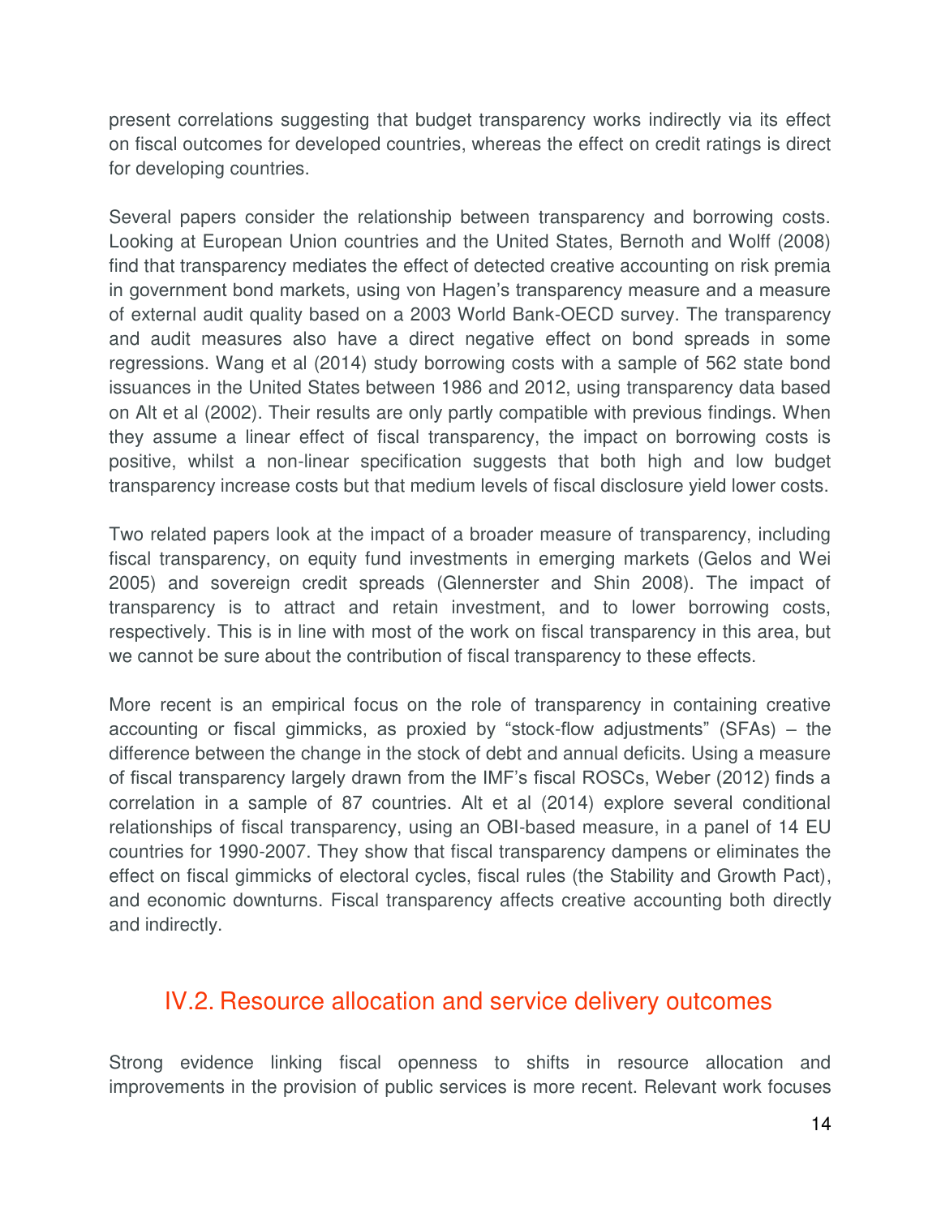present correlations suggesting that budget transparency works indirectly via its effect on fiscal outcomes for developed countries, whereas the effect on credit ratings is direct for developing countries.

Several papers consider the relationship between transparency and borrowing costs. Looking at European Union countries and the United States, Bernoth and Wolff (2008) find that transparency mediates the effect of detected creative accounting on risk premia in government bond markets, using von Hagen's transparency measure and a measure of external audit quality based on a 2003 World Bank-OECD survey. The transparency and audit measures also have a direct negative effect on bond spreads in some regressions. Wang et al (2014) study borrowing costs with a sample of 562 state bond issuances in the United States between 1986 and 2012, using transparency data based on Alt et al (2002). Their results are only partly compatible with previous findings. When they assume a linear effect of fiscal transparency, the impact on borrowing costs is positive, whilst a non-linear specification suggests that both high and low budget transparency increase costs but that medium levels of fiscal disclosure yield lower costs.

Two related papers look at the impact of a broader measure of transparency, including fiscal transparency, on equity fund investments in emerging markets (Gelos and Wei 2005) and sovereign credit spreads (Glennerster and Shin 2008). The impact of transparency is to attract and retain investment, and to lower borrowing costs, respectively. This is in line with most of the work on fiscal transparency in this area, but we cannot be sure about the contribution of fiscal transparency to these effects.

More recent is an empirical focus on the role of transparency in containing creative accounting or fiscal gimmicks, as proxied by "stock-flow adjustments" (SFAs) – the difference between the change in the stock of debt and annual deficits. Using a measure of fiscal transparency largely drawn from the IMF's fiscal ROSCs, Weber (2012) finds a correlation in a sample of 87 countries. Alt et al (2014) explore several conditional relationships of fiscal transparency, using an OBI-based measure, in a panel of 14 EU countries for 1990-2007. They show that fiscal transparency dampens or eliminates the effect on fiscal gimmicks of electoral cycles, fiscal rules (the Stability and Growth Pact), and economic downturns. Fiscal transparency affects creative accounting both directly and indirectly.

## IV.2. Resource allocation and service delivery outcomes

Strong evidence linking fiscal openness to shifts in resource allocation and improvements in the provision of public services is more recent. Relevant work focuses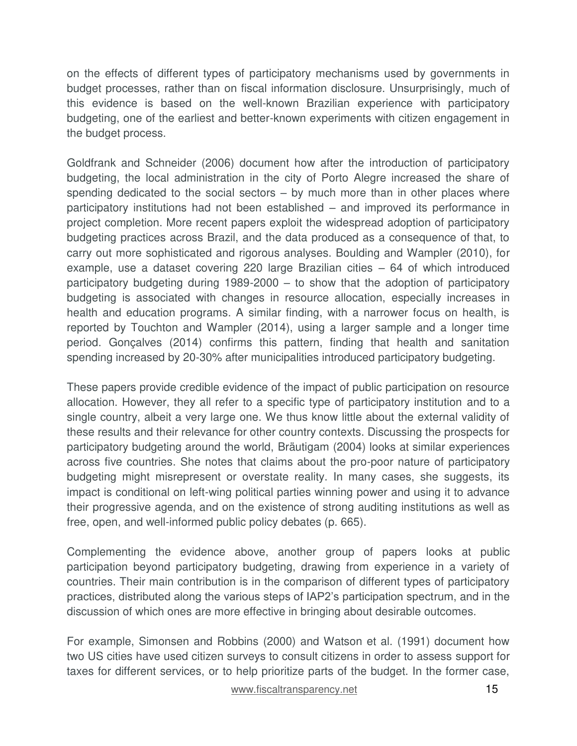on the effects of different types of participatory mechanisms used by governments in budget processes, rather than on fiscal information disclosure. Unsurprisingly, much of this evidence is based on the well-known Brazilian experience with participatory budgeting, one of the earliest and better-known experiments with citizen engagement in the budget process.

Goldfrank and Schneider (2006) document how after the introduction of participatory budgeting, the local administration in the city of Porto Alegre increased the share of spending dedicated to the social sectors – by much more than in other places where participatory institutions had not been established – and improved its performance in project completion. More recent papers exploit the widespread adoption of participatory budgeting practices across Brazil, and the data produced as a consequence of that, to carry out more sophisticated and rigorous analyses. Boulding and Wampler (2010), for example, use a dataset covering 220 large Brazilian cities – 64 of which introduced participatory budgeting during 1989-2000 – to show that the adoption of participatory budgeting is associated with changes in resource allocation, especially increases in health and education programs. A similar finding, with a narrower focus on health, is reported by Touchton and Wampler (2014), using a larger sample and a longer time period. Gonçalves (2014) confirms this pattern, finding that health and sanitation spending increased by 20-30% after municipalities introduced participatory budgeting.

These papers provide credible evidence of the impact of public participation on resource allocation. However, they all refer to a specific type of participatory institution and to a single country, albeit a very large one. We thus know little about the external validity of these results and their relevance for other country contexts. Discussing the prospects for participatory budgeting around the world, Bräutigam (2004) looks at similar experiences across five countries. She notes that claims about the pro-poor nature of participatory budgeting might misrepresent or overstate reality. In many cases, she suggests, its impact is conditional on left-wing political parties winning power and using it to advance their progressive agenda, and on the existence of strong auditing institutions as well as free, open, and well-informed public policy debates (p. 665).

Complementing the evidence above, another group of papers looks at public participation beyond participatory budgeting, drawing from experience in a variety of countries. Their main contribution is in the comparison of different types of participatory practices, distributed along the various steps of IAP2's participation spectrum, and in the discussion of which ones are more effective in bringing about desirable outcomes.

For example, Simonsen and Robbins (2000) and Watson et al. (1991) document how two US cities have used citizen surveys to consult citizens in order to assess support for taxes for different services, or to help prioritize parts of the budget. In the former case,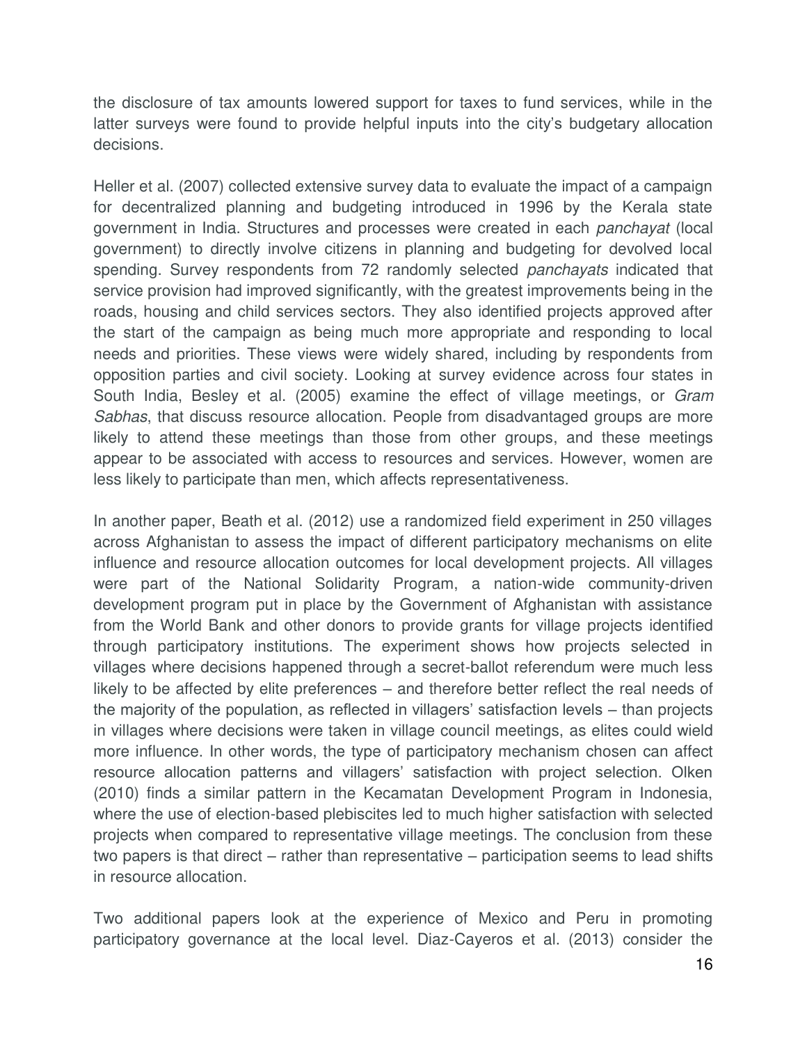the disclosure of tax amounts lowered support for taxes to fund services, while in the latter surveys were found to provide helpful inputs into the city's budgetary allocation decisions.

Heller et al. (2007) collected extensive survey data to evaluate the impact of a campaign for decentralized planning and budgeting introduced in 1996 by the Kerala state government in India. Structures and processes were created in each *panchayat* (local government) to directly involve citizens in planning and budgeting for devolved local spending. Survey respondents from 72 randomly selected *panchayats* indicated that service provision had improved significantly, with the greatest improvements being in the roads, housing and child services sectors. They also identified projects approved after the start of the campaign as being much more appropriate and responding to local needs and priorities. These views were widely shared, including by respondents from opposition parties and civil society. Looking at survey evidence across four states in South India, Besley et al. (2005) examine the effect of village meetings, or *Gram Sabhas*, that discuss resource allocation. People from disadvantaged groups are more likely to attend these meetings than those from other groups, and these meetings appear to be associated with access to resources and services. However, women are less likely to participate than men, which affects representativeness.

In another paper, Beath et al. (2012) use a randomized field experiment in 250 villages across Afghanistan to assess the impact of different participatory mechanisms on elite influence and resource allocation outcomes for local development projects. All villages were part of the National Solidarity Program, a nation-wide community-driven development program put in place by the Government of Afghanistan with assistance from the World Bank and other donors to provide grants for village projects identified through participatory institutions. The experiment shows how projects selected in villages where decisions happened through a secret-ballot referendum were much less likely to be affected by elite preferences – and therefore better reflect the real needs of the majority of the population, as reflected in villagers' satisfaction levels – than projects in villages where decisions were taken in village council meetings, as elites could wield more influence. In other words, the type of participatory mechanism chosen can affect resource allocation patterns and villagers' satisfaction with project selection. Olken (2010) finds a similar pattern in the Kecamatan Development Program in Indonesia, where the use of election-based plebiscites led to much higher satisfaction with selected projects when compared to representative village meetings. The conclusion from these two papers is that direct – rather than representative – participation seems to lead shifts in resource allocation.

Two additional papers look at the experience of Mexico and Peru in promoting participatory governance at the local level. Diaz-Cayeros et al. (2013) consider the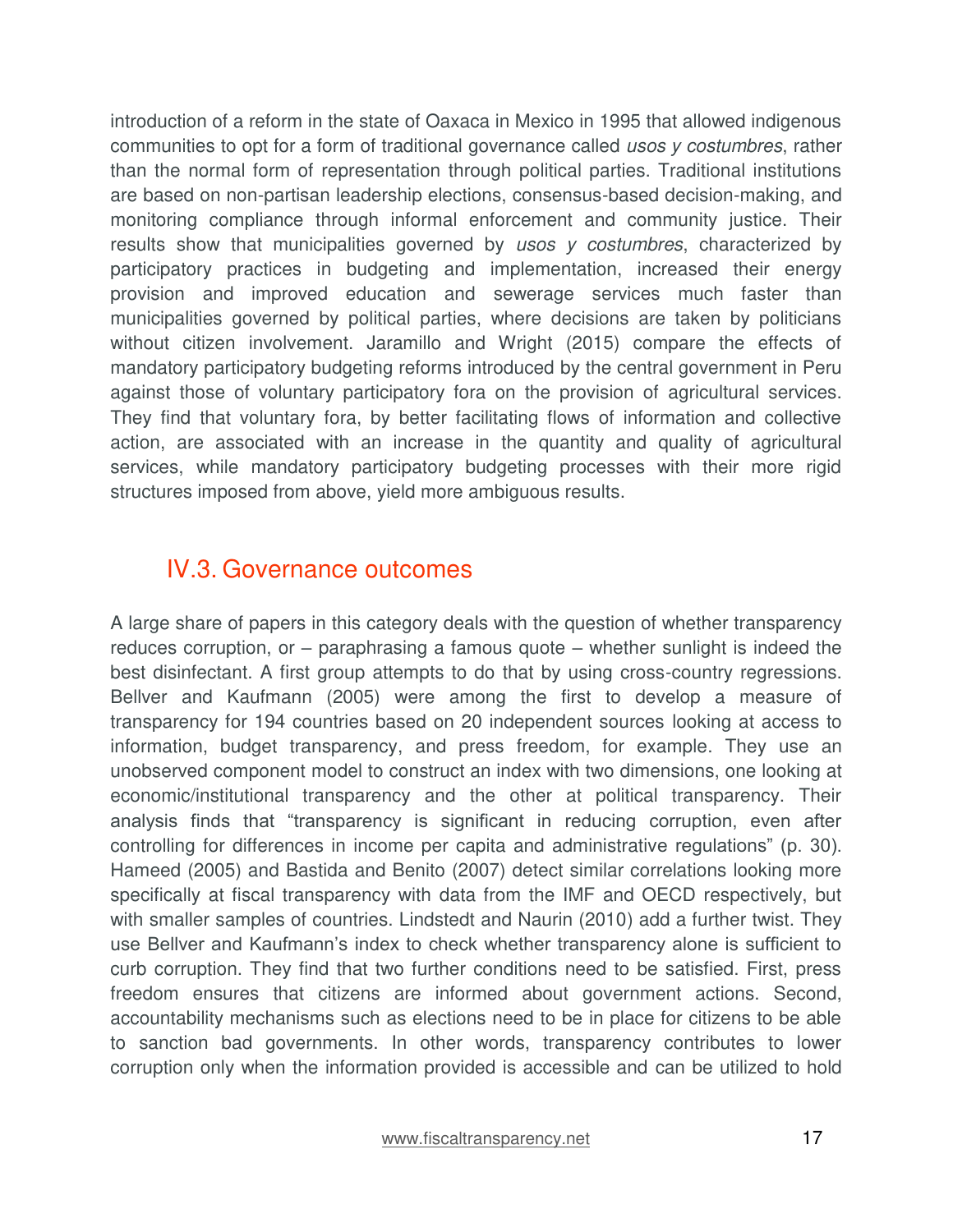introduction of a reform in the state of Oaxaca in Mexico in 1995 that allowed indigenous communities to opt for a form of traditional governance called *usos y costumbres*, rather than the normal form of representation through political parties. Traditional institutions are based on non-partisan leadership elections, consensus-based decision-making, and monitoring compliance through informal enforcement and community justice. Their results show that municipalities governed by *usos y costumbres*, characterized by participatory practices in budgeting and implementation, increased their energy provision and improved education and sewerage services much faster than municipalities governed by political parties, where decisions are taken by politicians without citizen involvement. Jaramillo and Wright (2015) compare the effects of mandatory participatory budgeting reforms introduced by the central government in Peru against those of voluntary participatory fora on the provision of agricultural services. They find that voluntary fora, by better facilitating flows of information and collective action, are associated with an increase in the quantity and quality of agricultural services, while mandatory participatory budgeting processes with their more rigid structures imposed from above, yield more ambiguous results.

## IV.3. Governance outcomes

A large share of papers in this category deals with the question of whether transparency reduces corruption, or – paraphrasing a famous quote – whether sunlight is indeed the best disinfectant. A first group attempts to do that by using cross-country regressions. Bellver and Kaufmann (2005) were among the first to develop a measure of transparency for 194 countries based on 20 independent sources looking at access to information, budget transparency, and press freedom, for example. They use an unobserved component model to construct an index with two dimensions, one looking at economic/institutional transparency and the other at political transparency. Their analysis finds that "transparency is significant in reducing corruption, even after controlling for differences in income per capita and administrative regulations" (p. 30). Hameed (2005) and Bastida and Benito (2007) detect similar correlations looking more specifically at fiscal transparency with data from the IMF and OECD respectively, but with smaller samples of countries. Lindstedt and Naurin (2010) add a further twist. They use Bellver and Kaufmann's index to check whether transparency alone is sufficient to curb corruption. They find that two further conditions need to be satisfied. First, press freedom ensures that citizens are informed about government actions. Second, accountability mechanisms such as elections need to be in place for citizens to be able to sanction bad governments. In other words, transparency contributes to lower corruption only when the information provided is accessible and can be utilized to hold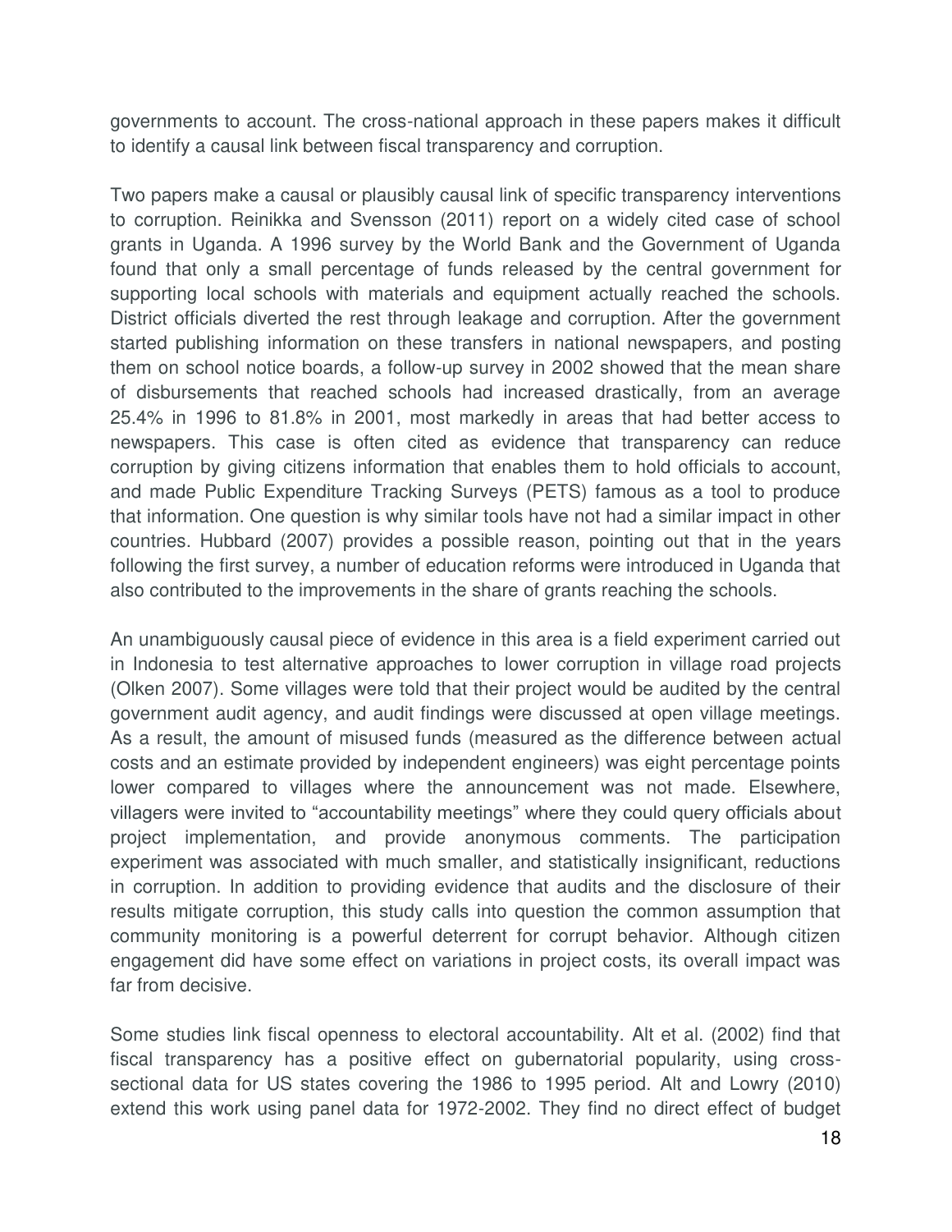governments to account. The cross-national approach in these papers makes it difficult to identify a causal link between fiscal transparency and corruption.

Two papers make a causal or plausibly causal link of specific transparency interventions to corruption. Reinikka and Svensson (2011) report on a widely cited case of school grants in Uganda. A 1996 survey by the World Bank and the Government of Uganda found that only a small percentage of funds released by the central government for supporting local schools with materials and equipment actually reached the schools. District officials diverted the rest through leakage and corruption. After the government started publishing information on these transfers in national newspapers, and posting them on school notice boards, a follow-up survey in 2002 showed that the mean share of disbursements that reached schools had increased drastically, from an average 25.4% in 1996 to 81.8% in 2001, most markedly in areas that had better access to newspapers. This case is often cited as evidence that transparency can reduce corruption by giving citizens information that enables them to hold officials to account, and made Public Expenditure Tracking Surveys (PETS) famous as a tool to produce that information. One question is why similar tools have not had a similar impact in other countries. Hubbard (2007) provides a possible reason, pointing out that in the years following the first survey, a number of education reforms were introduced in Uganda that also contributed to the improvements in the share of grants reaching the schools.

An unambiguously causal piece of evidence in this area is a field experiment carried out in Indonesia to test alternative approaches to lower corruption in village road projects (Olken 2007). Some villages were told that their project would be audited by the central government audit agency, and audit findings were discussed at open village meetings. As a result, the amount of misused funds (measured as the difference between actual costs and an estimate provided by independent engineers) was eight percentage points lower compared to villages where the announcement was not made. Elsewhere, villagers were invited to "accountability meetings" where they could query officials about project implementation, and provide anonymous comments. The participation experiment was associated with much smaller, and statistically insignificant, reductions in corruption. In addition to providing evidence that audits and the disclosure of their results mitigate corruption, this study calls into question the common assumption that community monitoring is a powerful deterrent for corrupt behavior. Although citizen engagement did have some effect on variations in project costs, its overall impact was far from decisive.

Some studies link fiscal openness to electoral accountability. Alt et al. (2002) find that fiscal transparency has a positive effect on gubernatorial popularity, using cross-sectional data for US states covering the 1986 to 1995 period. Alt and Lowry (2010) extend this work using panel data for 1972-2002. They find no direct effect of budget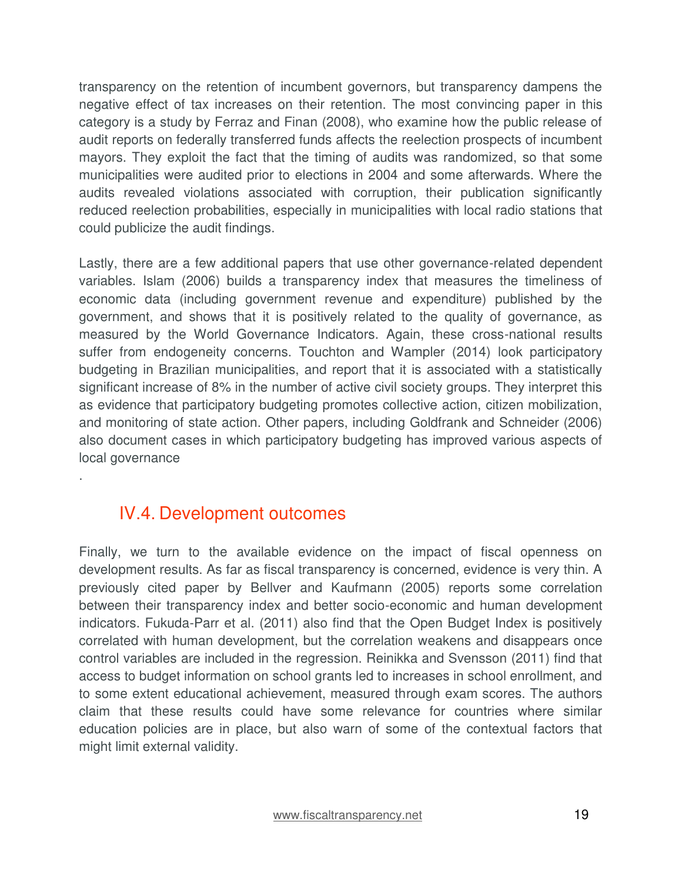transparency on the retention of incumbent governors, but transparency dampens the negative effect of tax increases on their retention. The most convincing paper in this category is a study by Ferraz and Finan (2008), who examine how the public release of audit reports on federally transferred funds affects the reelection prospects of incumbent mayors. They exploit the fact that the timing of audits was randomized, so that some municipalities were audited prior to elections in 2004 and some afterwards. Where the audits revealed violations associated with corruption, their publication significantly reduced reelection probabilities, especially in municipalities with local radio stations that could publicize the audit findings.

Lastly, there are a few additional papers that use other governance-related dependent variables. Islam (2006) builds a transparency index that measures the timeliness of economic data (including government revenue and expenditure) published by the government, and shows that it is positively related to the quality of governance, as measured by the World Governance Indicators. Again, these cross-national results suffer from endogeneity concerns. Touchton and Wampler (2014) look participatory budgeting in Brazilian municipalities, and report that it is associated with a statistically significant increase of 8% in the number of active civil society groups. They interpret this as evidence that participatory budgeting promotes collective action, citizen mobilization, and monitoring of state action. Other papers, including Goldfrank and Schneider (2006) also document cases in which participatory budgeting has improved various aspects of local governance

.

## IV.4. Development outcomes

Finally, we turn to the available evidence on the impact of fiscal openness on development results. As far as fiscal transparency is concerned, evidence is very thin. A previously cited paper by Bellver and Kaufmann (2005) reports some correlation between their transparency index and better socio-economic and human development indicators. Fukuda-Parr et al. (2011) also find that the Open Budget Index is positively correlated with human development, but the correlation weakens and disappears once control variables are included in the regression. Reinikka and Svensson (2011) find that access to budget information on school grants led to increases in school enrollment, and to some extent educational achievement, measured through exam scores. The authors claim that these results could have some relevance for countries where similar education policies are in place, but also warn of some of the contextual factors that might limit external validity.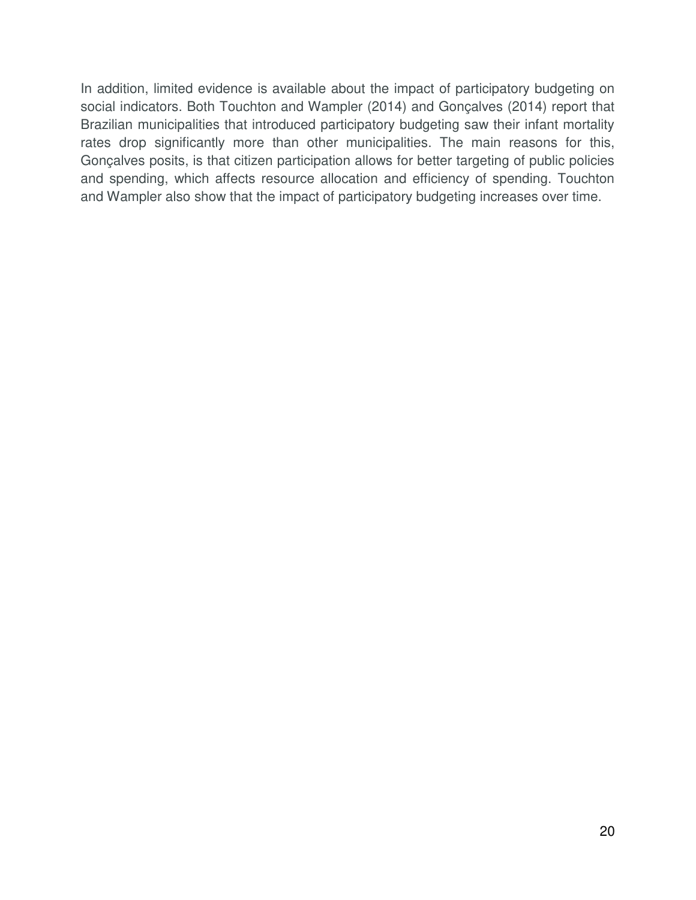In addition, limited evidence is available about the impact of participatory budgeting on social indicators. Both Touchton and Wampler (2014) and Gonçalves (2014) report that Brazilian municipalities that introduced participatory budgeting saw their infant mortality rates drop significantly more than other municipalities. The main reasons for this, Gonçalves posits, is that citizen participation allows for better targeting of public policies and spending, which affects resource allocation and efficiency of spending. Touchton and Wampler also show that the impact of participatory budgeting increases over time.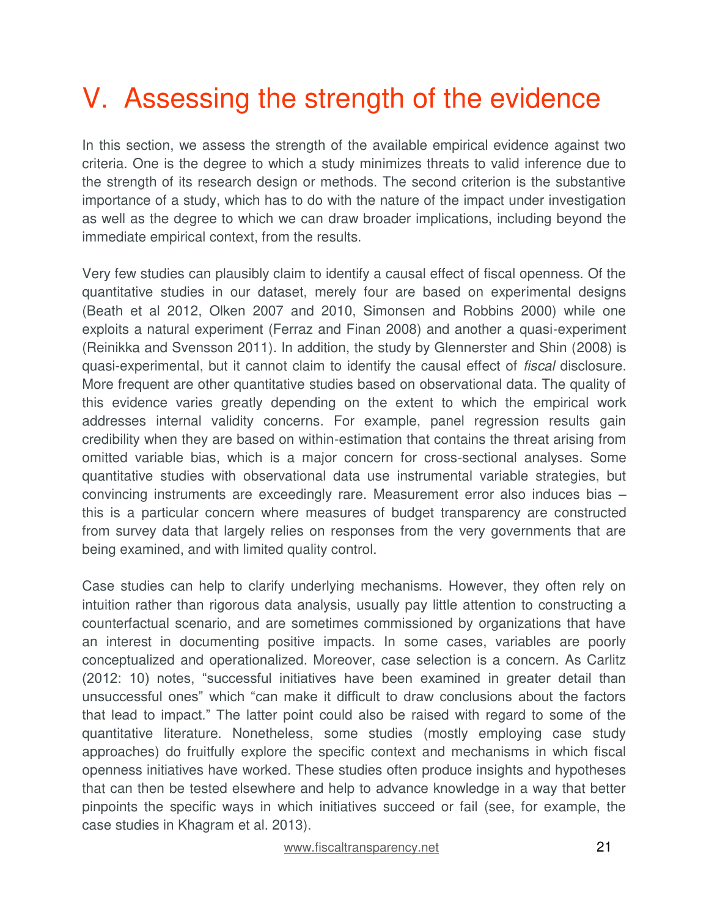# V. Assessing the strength of the evidence

In this section, we assess the strength of the available empirical evidence against two criteria. One is the degree to which a study minimizes threats to valid inference due to the strength of its research design or methods. The second criterion is the substantive importance of a study, which has to do with the nature of the impact under investigation as well as the degree to which we can draw broader implications, including beyond the immediate empirical context, from the results.

Very few studies can plausibly claim to identify a causal effect of fiscal openness. Of the quantitative studies in our dataset, merely four are based on experimental designs (Beath et al 2012, Olken 2007 and 2010, Simonsen and Robbins 2000) while one exploits a natural experiment (Ferraz and Finan 2008) and another a quasi-experiment (Reinikka and Svensson 2011). In addition, the study by Glennerster and Shin (2008) is quasi-experimental, but it cannot claim to identify the causal effect of *fiscal* disclosure. More frequent are other quantitative studies based on observational data. The quality of this evidence varies greatly depending on the extent to which the empirical work addresses internal validity concerns. For example, panel regression results gain credibility when they are based on within-estimation that contains the threat arising from omitted variable bias, which is a major concern for cross-sectional analyses. Some quantitative studies with observational data use instrumental variable strategies, but convincing instruments are exceedingly rare. Measurement error also induces bias – this is a particular concern where measures of budget transparency are constructed from survey data that largely relies on responses from the very governments that are being examined, and with limited quality control.

Case studies can help to clarify underlying mechanisms. However, they often rely on intuition rather than rigorous data analysis, usually pay little attention to constructing a counterfactual scenario, and are sometimes commissioned by organizations that have an interest in documenting positive impacts. In some cases, variables are poorly conceptualized and operationalized. Moreover, case selection is a concern. As Carlitz (2012: 10) notes, "successful initiatives have been examined in greater detail than unsuccessful ones" which "can make it difficult to draw conclusions about the factors that lead to impact." The latter point could also be raised with regard to some of the quantitative literature. Nonetheless, some studies (mostly employing case study approaches) do fruitfully explore the specific context and mechanisms in which fiscal openness initiatives have worked. These studies often produce insights and hypotheses that can then be tested elsewhere and help to advance knowledge in a way that better pinpoints the specific ways in which initiatives succeed or fail (see, for example, the case studies in Khagram et al. 2013).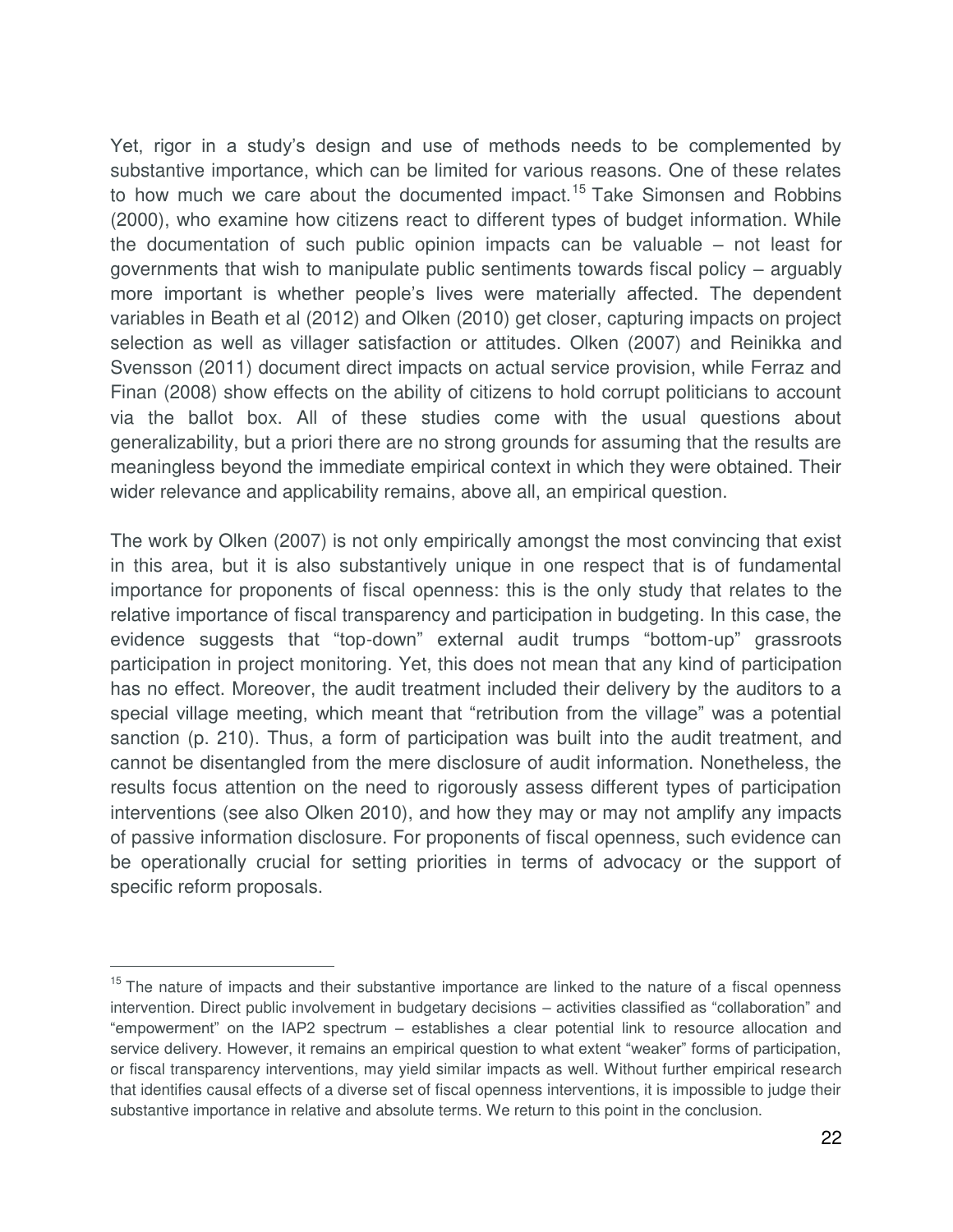Yet, rigor in a study's design and use of methods needs to be complemented by substantive importance, which can be limited for various reasons. One of these relates to how much we care about the documented impact.[15] Take Simonsen and Robbins (2000), who examine how citizens react to different types of budget information. While the documentation of such public opinion impacts can be valuable – not least for governments that wish to manipulate public sentiments towards fiscal policy – arguably more important is whether people's lives were materially affected. The dependent variables in Beath et al (2012) and Olken (2010) get closer, capturing impacts on project selection as well as villager satisfaction or attitudes. Olken (2007) and Reinikka and Svensson (2011) document direct impacts on actual service provision, while Ferraz and Finan (2008) show effects on the ability of citizens to hold corrupt politicians to account via the ballot box. All of these studies come with the usual questions about generalizability, but a priori there are no strong grounds for assuming that the results are meaningless beyond the immediate empirical context in which they were obtained. Their wider relevance and applicability remains, above all, an empirical question.

The work by Olken (2007) is not only empirically amongst the most convincing that exist in this area, but it is also substantively unique in one respect that is of fundamental importance for proponents of fiscal openness: this is the only study that relates to the relative importance of fiscal transparency and participation in budgeting. In this case, the evidence suggests that "top-down" external audit trumps "bottom-up" grassroots participation in project monitoring. Yet, this does not mean that any kind of participation has no effect. Moreover, the audit treatment included their delivery by the auditors to a special village meeting, which meant that "retribution from the village" was a potential sanction (p. 210). Thus, a form of participation was built into the audit treatment, and cannot be disentangled from the mere disclosure of audit information. Nonetheless, the results focus attention on the need to rigorously assess different types of participation interventions (see also Olken 2010), and how they may or may not amplify any impacts of passive information disclosure. For proponents of fiscal openness, such evidence can be operationally crucial for setting priorities in terms of advocacy or the support of specific reform proposals.

---

[15] The nature of impacts and their substantive importance are linked to the nature of a fiscal openness intervention. Direct public involvement in budgetary decisions – activities classified as "collaboration" and "empowerment" on the IAP2 spectrum – establishes a clear potential link to resource allocation and service delivery. However, it remains an empirical question to what extent "weaker" forms of participation, or fiscal transparency interventions, may yield similar impacts as well. Without further empirical research that identifies causal effects of a diverse set of fiscal openness interventions, it is impossible to judge their substantive importance in relative and absolute terms. We return to this point in the conclusion.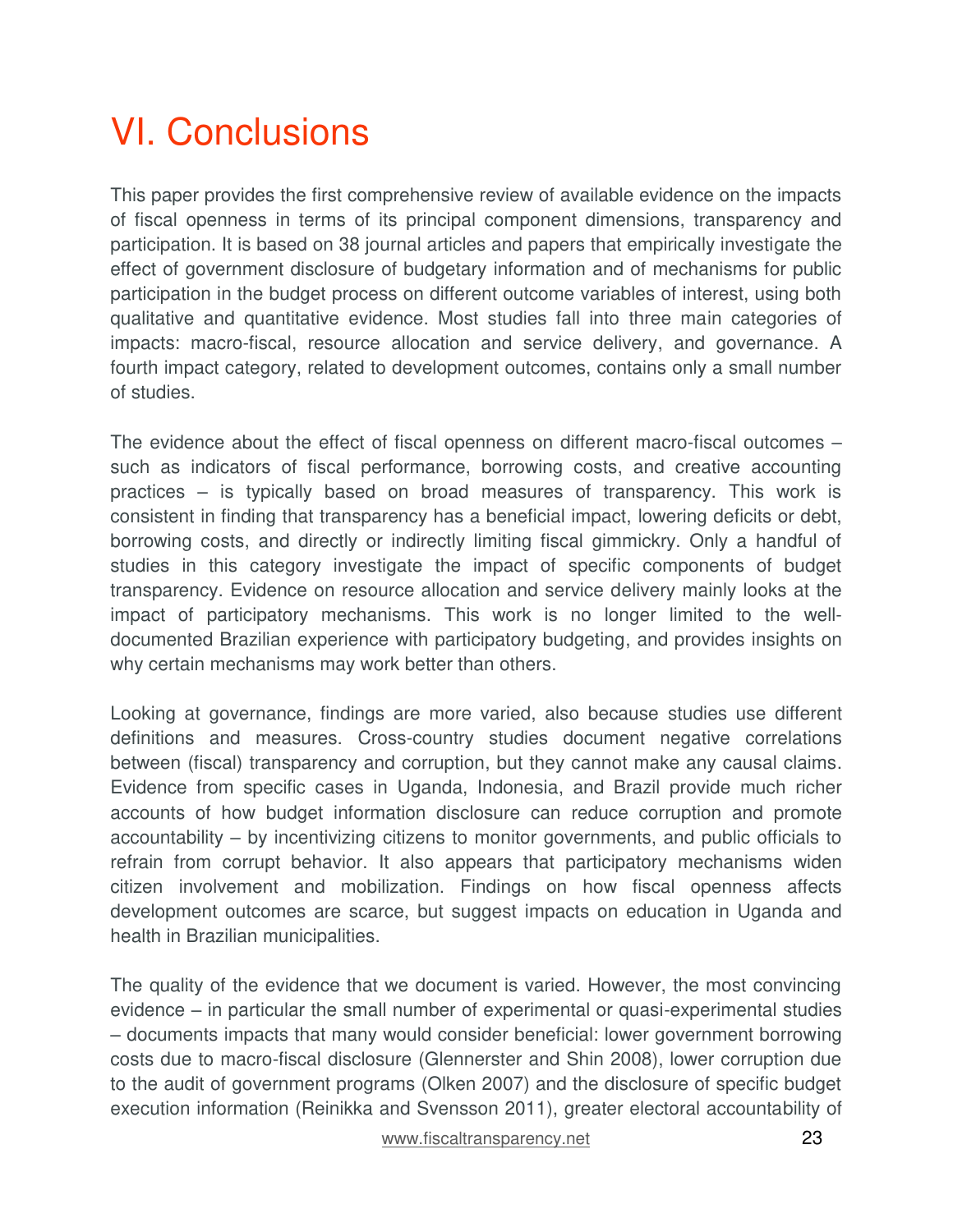# VI. Conclusions

This paper provides the first comprehensive review of available evidence on the impacts of fiscal openness in terms of its principal component dimensions, transparency and participation. It is based on 38 journal articles and papers that empirically investigate the effect of government disclosure of budgetary information and of mechanisms for public participation in the budget process on different outcome variables of interest, using both qualitative and quantitative evidence. Most studies fall into three main categories of impacts: macro-fiscal, resource allocation and service delivery, and governance. A fourth impact category, related to development outcomes, contains only a small number of studies.

The evidence about the effect of fiscal openness on different macro-fiscal outcomes – such as indicators of fiscal performance, borrowing costs, and creative accounting practices – is typically based on broad measures of transparency. This work is consistent in finding that transparency has a beneficial impact, lowering deficits or debt, borrowing costs, and directly or indirectly limiting fiscal gimmickry. Only a handful of studies in this category investigate the impact of specific components of budget transparency. Evidence on resource allocation and service delivery mainly looks at the impact of participatory mechanisms. This work is no longer limited to the well-documented Brazilian experience with participatory budgeting, and provides insights on why certain mechanisms may work better than others.

Looking at governance, findings are more varied, also because studies use different definitions and measures. Cross-country studies document negative correlations between (fiscal) transparency and corruption, but they cannot make any causal claims. Evidence from specific cases in Uganda, Indonesia, and Brazil provide much richer accounts of how budget information disclosure can reduce corruption and promote accountability – by incentivizing citizens to monitor governments, and public officials to refrain from corrupt behavior. It also appears that participatory mechanisms widen citizen involvement and mobilization. Findings on how fiscal openness affects development outcomes are scarce, but suggest impacts on education in Uganda and health in Brazilian municipalities.

The quality of the evidence that we document is varied. However, the most convincing evidence – in particular the small number of experimental or quasi-experimental studies – documents impacts that many would consider beneficial: lower government borrowing costs due to macro-fiscal disclosure (Glennerster and Shin 2008), lower corruption due to the audit of government programs (Olken 2007) and the disclosure of specific budget execution information (Reinikka and Svensson 2011), greater electoral accountability of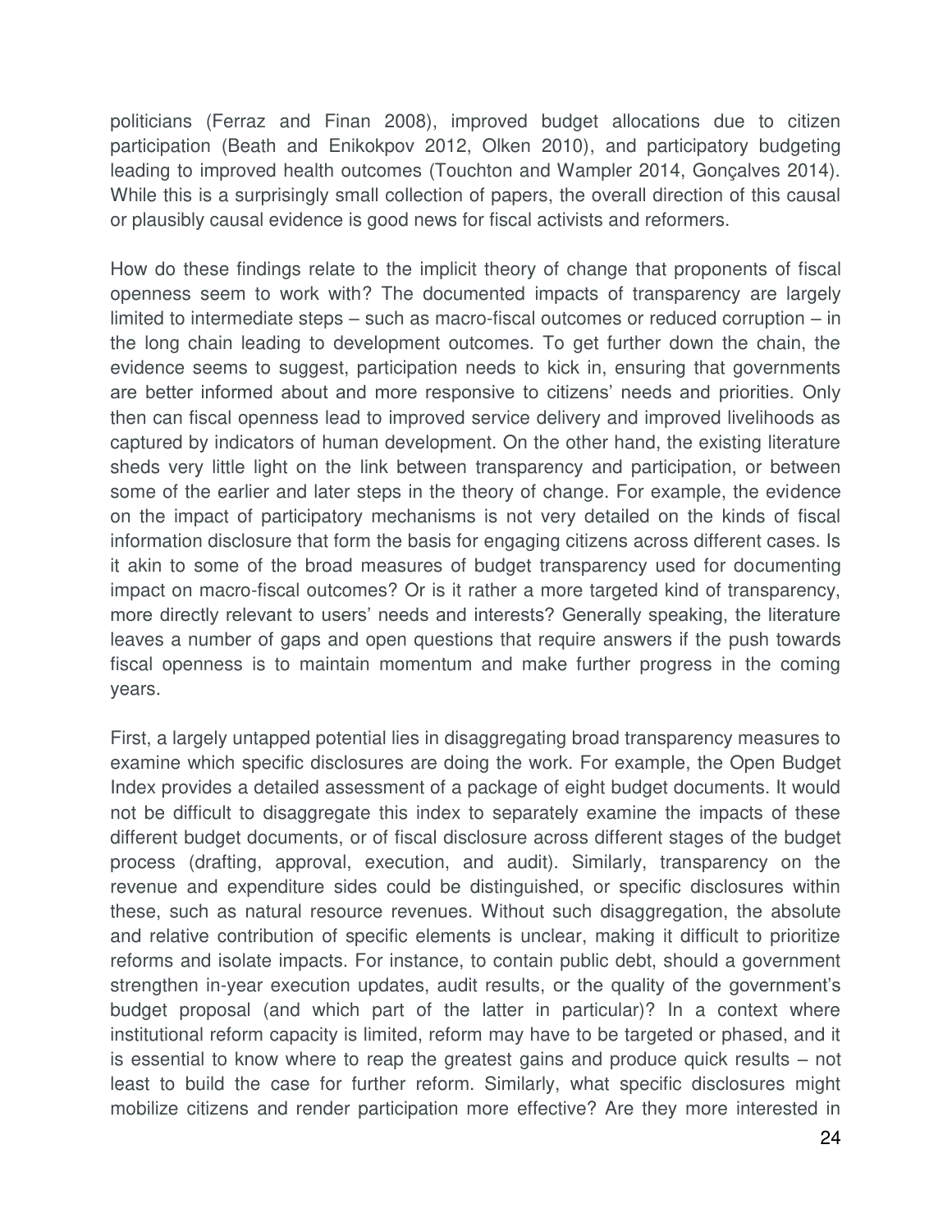politicians (Ferraz and Finan 2008), improved budget allocations due to citizen participation (Beath and Enikokpov 2012, Olken 2010), and participatory budgeting leading to improved health outcomes (Touchton and Wampler 2014, Gonçalves 2014). While this is a surprisingly small collection of papers, the overall direction of this causal or plausibly causal evidence is good news for fiscal activists and reformers.

How do these findings relate to the implicit theory of change that proponents of fiscal openness seem to work with? The documented impacts of transparency are largely limited to intermediate steps – such as macro-fiscal outcomes or reduced corruption – in the long chain leading to development outcomes. To get further down the chain, the evidence seems to suggest, participation needs to kick in, ensuring that governments are better informed about and more responsive to citizens' needs and priorities. Only then can fiscal openness lead to improved service delivery and improved livelihoods as captured by indicators of human development. On the other hand, the existing literature sheds very little light on the link between transparency and participation, or between some of the earlier and later steps in the theory of change. For example, the evidence on the impact of participatory mechanisms is not very detailed on the kinds of fiscal information disclosure that form the basis for engaging citizens across different cases. Is it akin to some of the broad measures of budget transparency used for documenting impact on macro-fiscal outcomes? Or is it rather a more targeted kind of transparency, more directly relevant to users' needs and interests? Generally speaking, the literature leaves a number of gaps and open questions that require answers if the push towards fiscal openness is to maintain momentum and make further progress in the coming years.

First, a largely untapped potential lies in disaggregating broad transparency measures to examine which specific disclosures are doing the work. For example, the Open Budget Index provides a detailed assessment of a package of eight budget documents. It would not be difficult to disaggregate this index to separately examine the impacts of these different budget documents, or of fiscal disclosure across different stages of the budget process (drafting, approval, execution, and audit). Similarly, transparency on the revenue and expenditure sides could be distinguished, or specific disclosures within these, such as natural resource revenues. Without such disaggregation, the absolute and relative contribution of specific elements is unclear, making it difficult to prioritize reforms and isolate impacts. For instance, to contain public debt, should a government strengthen in-year execution updates, audit results, or the quality of the government's budget proposal (and which part of the latter in particular)? In a context where institutional reform capacity is limited, reform may have to be targeted or phased, and it is essential to know where to reap the greatest gains and produce quick results – not least to build the case for further reform. Similarly, what specific disclosures might mobilize citizens and render participation more effective? Are they more interested in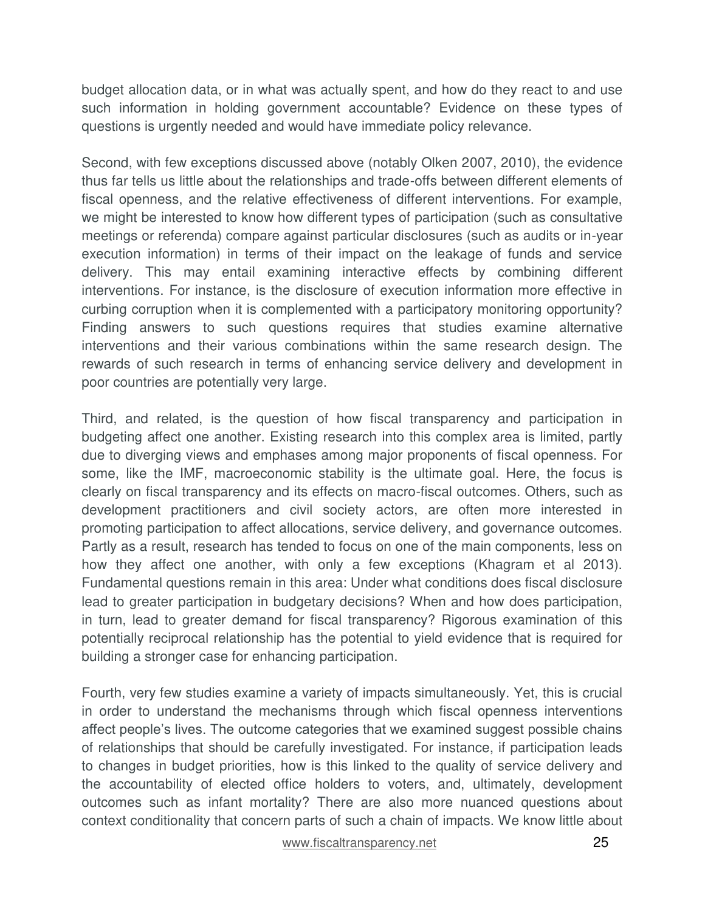budget allocation data, or in what was actually spent, and how do they react to and use such information in holding government accountable? Evidence on these types of questions is urgently needed and would have immediate policy relevance.

Second, with few exceptions discussed above (notably Olken 2007, 2010), the evidence thus far tells us little about the relationships and trade-offs between different elements of fiscal openness, and the relative effectiveness of different interventions. For example, we might be interested to know how different types of participation (such as consultative meetings or referenda) compare against particular disclosures (such as audits or in-year execution information) in terms of their impact on the leakage of funds and service delivery. This may entail examining interactive effects by combining different interventions. For instance, is the disclosure of execution information more effective in curbing corruption when it is complemented with a participatory monitoring opportunity? Finding answers to such questions requires that studies examine alternative interventions and their various combinations within the same research design. The rewards of such research in terms of enhancing service delivery and development in poor countries are potentially very large.

Third, and related, is the question of how fiscal transparency and participation in budgeting affect one another. Existing research into this complex area is limited, partly due to diverging views and emphases among major proponents of fiscal openness. For some, like the IMF, macroeconomic stability is the ultimate goal. Here, the focus is clearly on fiscal transparency and its effects on macro-fiscal outcomes. Others, such as development practitioners and civil society actors, are often more interested in promoting participation to affect allocations, service delivery, and governance outcomes. Partly as a result, research has tended to focus on one of the main components, less on how they affect one another, with only a few exceptions (Khagram et al 2013). Fundamental questions remain in this area: Under what conditions does fiscal disclosure lead to greater participation in budgetary decisions? When and how does participation, in turn, lead to greater demand for fiscal transparency? Rigorous examination of this potentially reciprocal relationship has the potential to yield evidence that is required for building a stronger case for enhancing participation.

Fourth, very few studies examine a variety of impacts simultaneously. Yet, this is crucial in order to understand the mechanisms through which fiscal openness interventions affect people's lives. The outcome categories that we examined suggest possible chains of relationships that should be carefully investigated. For instance, if participation leads to changes in budget priorities, how is this linked to the quality of service delivery and the accountability of elected office holders to voters, and, ultimately, development outcomes such as infant mortality? There are also more nuanced questions about context conditionality that concern parts of such a chain of impacts. We know little about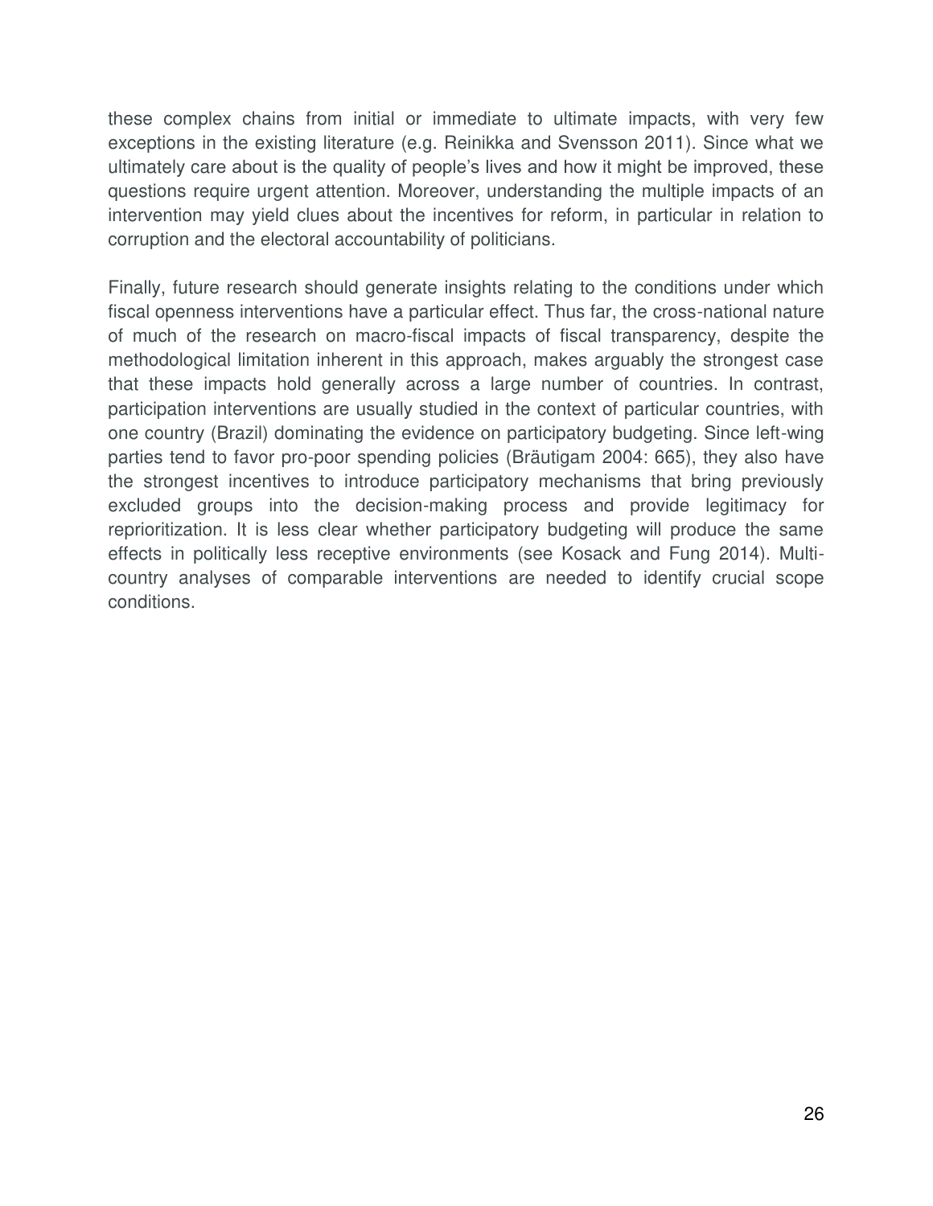these complex chains from initial or immediate to ultimate impacts, with very few exceptions in the existing literature (e.g. Reinikka and Svensson 2011). Since what we ultimately care about is the quality of people's lives and how it might be improved, these questions require urgent attention. Moreover, understanding the multiple impacts of an intervention may yield clues about the incentives for reform, in particular in relation to corruption and the electoral accountability of politicians.

Finally, future research should generate insights relating to the conditions under which fiscal openness interventions have a particular effect. Thus far, the cross-national nature of much of the research on macro-fiscal impacts of fiscal transparency, despite the methodological limitation inherent in this approach, makes arguably the strongest case that these impacts hold generally across a large number of countries. In contrast, participation interventions are usually studied in the context of particular countries, with one country (Brazil) dominating the evidence on participatory budgeting. Since left-wing parties tend to favor pro-poor spending policies (Bräutigam 2004: 665), they also have the strongest incentives to introduce participatory mechanisms that bring previously excluded groups into the decision-making process and provide legitimacy for reprioritization. It is less clear whether participatory budgeting will produce the same effects in politically less receptive environments (see Kosack and Fung 2014). Multi-country analyses of comparable interventions are needed to identify crucial scope conditions.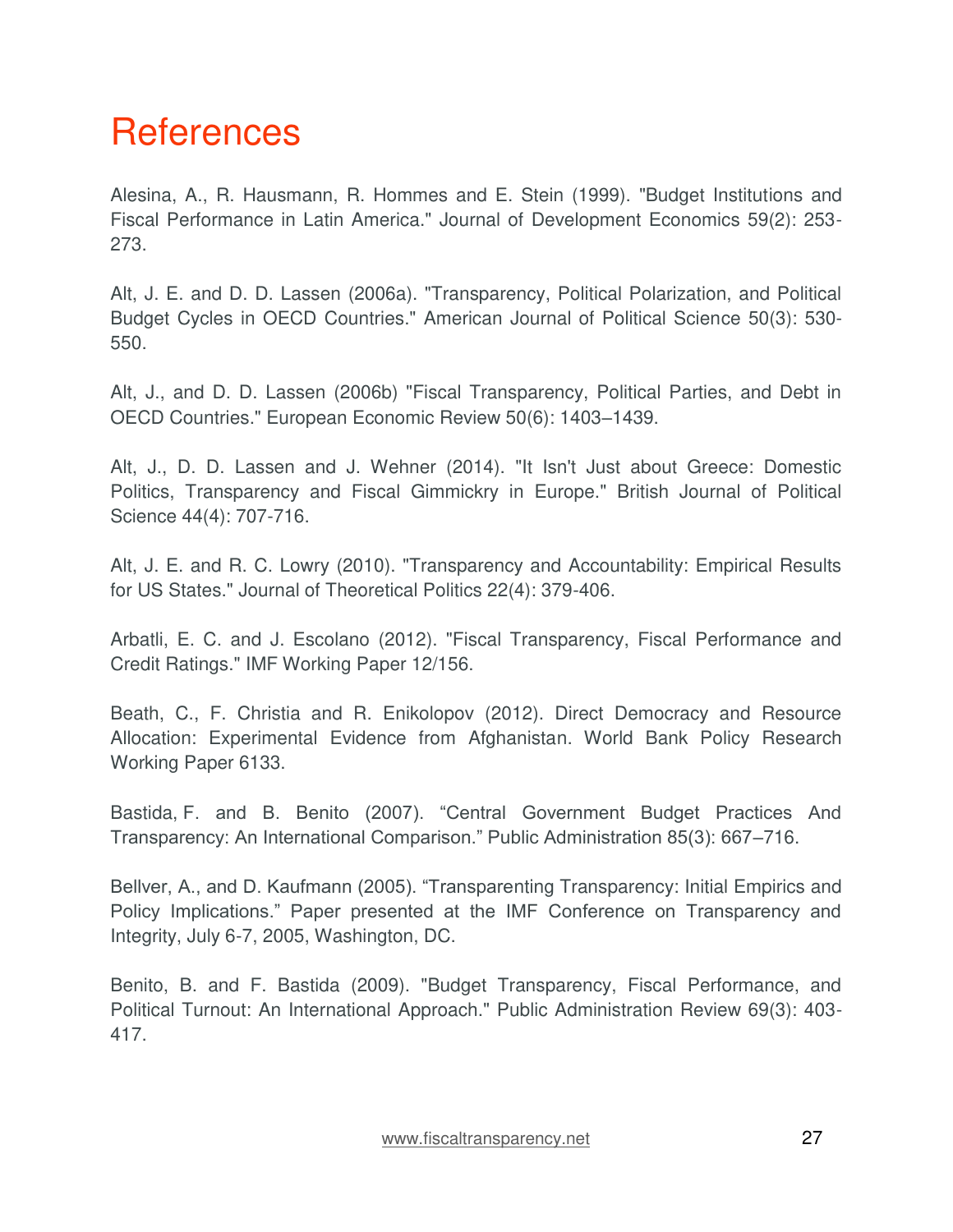# References

Alesina, A., R. Hausmann, R. Hommes and E. Stein (1999). "Budget Institutions and Fiscal Performance in Latin America." Journal of Development Economics 59(2): 253-273.

Alt, J. E. and D. D. Lassen (2006a). "Transparency, Political Polarization, and Political Budget Cycles in OECD Countries." American Journal of Political Science 50(3): 530-550.

Alt, J., and D. D. Lassen (2006b) "Fiscal Transparency, Political Parties, and Debt in OECD Countries." European Economic Review 50(6): 1403–1439.

Alt, J., D. D. Lassen and J. Wehner (2014). "It Isn't Just about Greece: Domestic Politics, Transparency and Fiscal Gimmickry in Europe." British Journal of Political Science 44(4): 707-716.

Alt, J. E. and R. C. Lowry (2010). "Transparency and Accountability: Empirical Results for US States." Journal of Theoretical Politics 22(4): 379-406.

Arbatli, E. C. and J. Escolano (2012). "Fiscal Transparency, Fiscal Performance and Credit Ratings." IMF Working Paper 12/156.

Beath, C., F. Christia and R. Enikolopov (2012). Direct Democracy and Resource Allocation: Experimental Evidence from Afghanistan. World Bank Policy Research Working Paper 6133.

Bastida, F. and B. Benito (2007). "Central Government Budget Practices And Transparency: An International Comparison." Public Administration 85(3): 667–716.

Bellver, A., and D. Kaufmann (2005). "Transparenting Transparency: Initial Empirics and Policy Implications." Paper presented at the IMF Conference on Transparency and Integrity, July 6-7, 2005, Washington, DC.

Benito, B. and F. Bastida (2009). "Budget Transparency, Fiscal Performance, and Political Turnout: An International Approach." Public Administration Review 69(3): 403-417.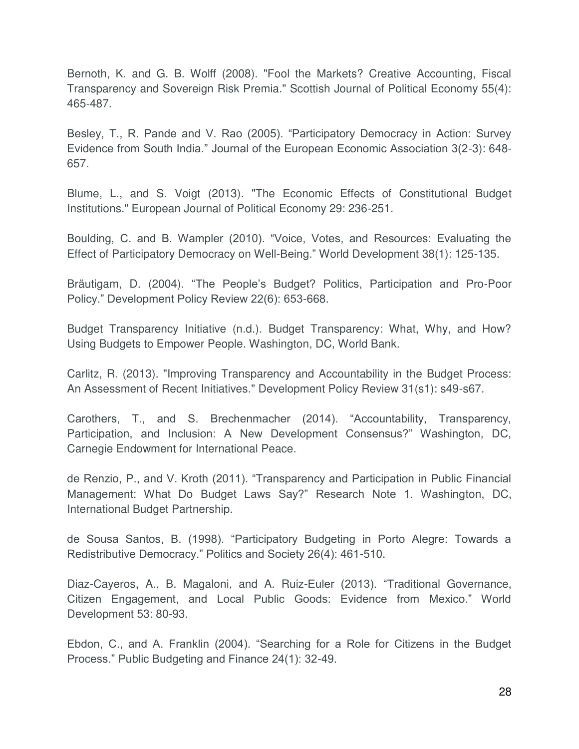Bernoth, K. and G. B. Wolff (2008). "Fool the Markets? Creative Accounting, Fiscal Transparency and Sovereign Risk Premia." Scottish Journal of Political Economy 55(4): 465-487.

Besley, T., R. Pande and V. Rao (2005). "Participatory Democracy in Action: Survey Evidence from South India." Journal of the European Economic Association 3(2-3): 648-657.

Blume, L., and S. Voigt (2013). "The Economic Effects of Constitutional Budget Institutions." European Journal of Political Economy 29: 236-251.

Boulding, C. and B. Wampler (2010). "Voice, Votes, and Resources: Evaluating the Effect of Participatory Democracy on Well-Being." World Development 38(1): 125-135.

Bräutigam, D. (2004). "The People's Budget? Politics, Participation and Pro-Poor Policy." Development Policy Review 22(6): 653-668.

Budget Transparency Initiative (n.d.). Budget Transparency: What, Why, and How? Using Budgets to Empower People. Washington, DC, World Bank.

Carlitz, R. (2013). "Improving Transparency and Accountability in the Budget Process: An Assessment of Recent Initiatives." Development Policy Review 31(s1): s49-s67.

Carothers, T., and S. Brechenmacher (2014). "Accountability, Transparency, Participation, and Inclusion: A New Development Consensus?" Washington, DC, Carnegie Endowment for International Peace.

de Renzio, P., and V. Kroth (2011). "Transparency and Participation in Public Financial Management: What Do Budget Laws Say?" Research Note 1. Washington, DC, International Budget Partnership.

de Sousa Santos, B. (1998). "Participatory Budgeting in Porto Alegre: Towards a Redistributive Democracy." Politics and Society 26(4): 461-510.

Diaz-Cayeros, A., B. Magaloni, and A. Ruiz-Euler (2013). "Traditional Governance, Citizen Engagement, and Local Public Goods: Evidence from Mexico." World Development 53: 80-93.

Ebdon, C., and A. Franklin (2004). "Searching for a Role for Citizens in the Budget Process." Public Budgeting and Finance 24(1): 32-49.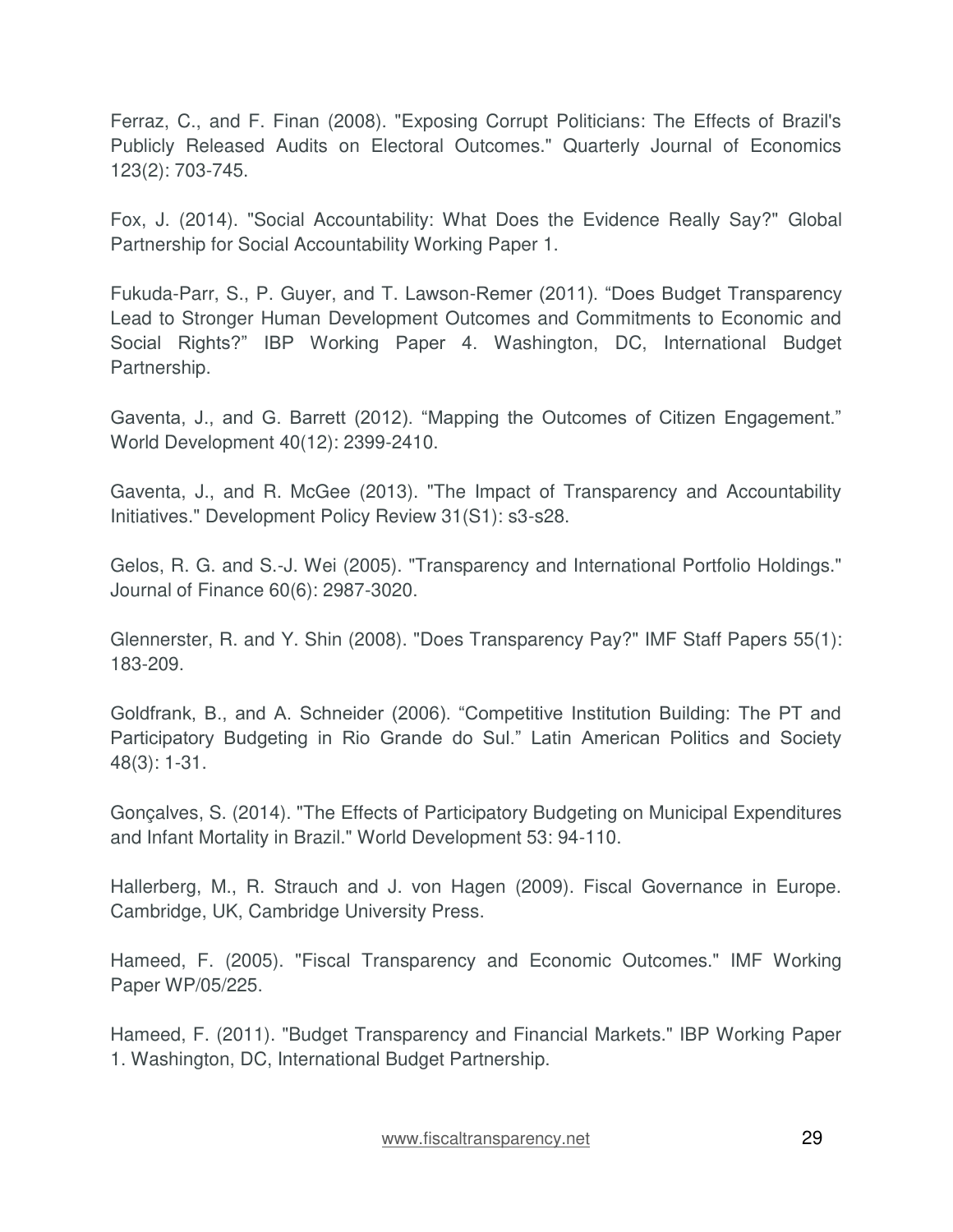Ferraz, C., and F. Finan (2008). "Exposing Corrupt Politicians: The Effects of Brazil's Publicly Released Audits on Electoral Outcomes." Quarterly Journal of Economics 123(2): 703-745.

Fox, J. (2014). "Social Accountability: What Does the Evidence Really Say?" Global Partnership for Social Accountability Working Paper 1.

Fukuda-Parr, S., P. Guyer, and T. Lawson-Remer (2011). "Does Budget Transparency Lead to Stronger Human Development Outcomes and Commitments to Economic and Social Rights?" IBP Working Paper 4. Washington, DC, International Budget Partnership.

Gaventa, J., and G. Barrett (2012). "Mapping the Outcomes of Citizen Engagement." World Development 40(12): 2399-2410.

Gaventa, J., and R. McGee (2013). "The Impact of Transparency and Accountability Initiatives." Development Policy Review 31(S1): s3-s28.

Gelos, R. G. and S.-J. Wei (2005). "Transparency and International Portfolio Holdings." Journal of Finance 60(6): 2987-3020.

Glennerster, R. and Y. Shin (2008). "Does Transparency Pay?" IMF Staff Papers 55(1): 183-209.

Goldfrank, B., and A. Schneider (2006). "Competitive Institution Building: The PT and Participatory Budgeting in Rio Grande do Sul." Latin American Politics and Society 48(3): 1-31.

Gonçalves, S. (2014). "The Effects of Participatory Budgeting on Municipal Expenditures and Infant Mortality in Brazil." World Development 53: 94-110.

Hallerberg, M., R. Strauch and J. von Hagen (2009). Fiscal Governance in Europe. Cambridge, UK, Cambridge University Press.

Hameed, F. (2005). "Fiscal Transparency and Economic Outcomes." IMF Working Paper WP/05/225.

Hameed, F. (2011). "Budget Transparency and Financial Markets." IBP Working Paper 1. Washington, DC, International Budget Partnership.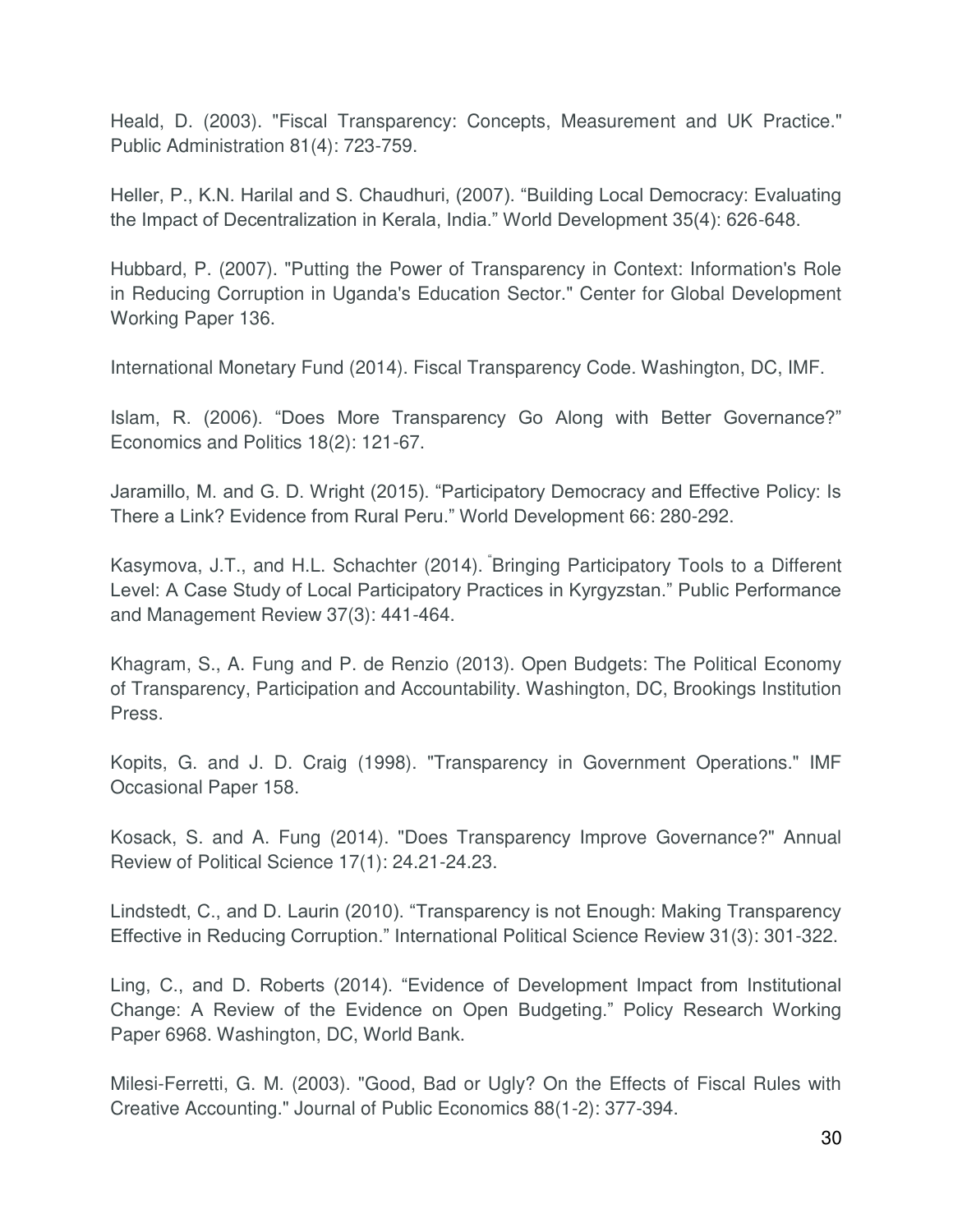Heald, D. (2003). "Fiscal Transparency: Concepts, Measurement and UK Practice." Public Administration 81(4): 723-759.

Heller, P., K.N. Harilal and S. Chaudhuri, (2007). “Building Local Democracy: Evaluating the Impact of Decentralization in Kerala, India.” World Development 35(4): 626-648.

Hubbard, P. (2007). "Putting the Power of Transparency in Context: Information's Role in Reducing Corruption in Uganda's Education Sector." Center for Global Development Working Paper 136.

International Monetary Fund (2014). Fiscal Transparency Code. Washington, DC, IMF.

Islam, R. (2006). “Does More Transparency Go Along with Better Governance?” Economics and Politics 18(2): 121-67.

Jaramillo, M. and G. D. Wright (2015). “Participatory Democracy and Effective Policy: Is There a Link? Evidence from Rural Peru.” World Development 66: 280-292.

Kasymova, J.T., and H.L. Schachter (2014). "Bringing Participatory Tools to a Different Level: A Case Study of Local Participatory Practices in Kyrgyzstan.” Public Performance and Management Review 37(3): 441-464.

Khagram, S., A. Fung and P. de Renzio (2013). Open Budgets: The Political Economy of Transparency, Participation and Accountability. Washington, DC, Brookings Institution Press.

Kopits, G. and J. D. Craig (1998). "Transparency in Government Operations." IMF Occasional Paper 158.

Kosack, S. and A. Fung (2014). "Does Transparency Improve Governance?" Annual Review of Political Science 17(1): 24.21-24.23.

Lindstedt, C., and D. Laurin (2010). “Transparency is not Enough: Making Transparency Effective in Reducing Corruption.” International Political Science Review 31(3): 301-322.

Ling, C., and D. Roberts (2014). “Evidence of Development Impact from Institutional Change: A Review of the Evidence on Open Budgeting.” Policy Research Working Paper 6968. Washington, DC, World Bank.

Milesi-Ferretti, G. M. (2003). "Good, Bad or Ugly? On the Effects of Fiscal Rules with Creative Accounting." Journal of Public Economics 88(1-2): 377-394.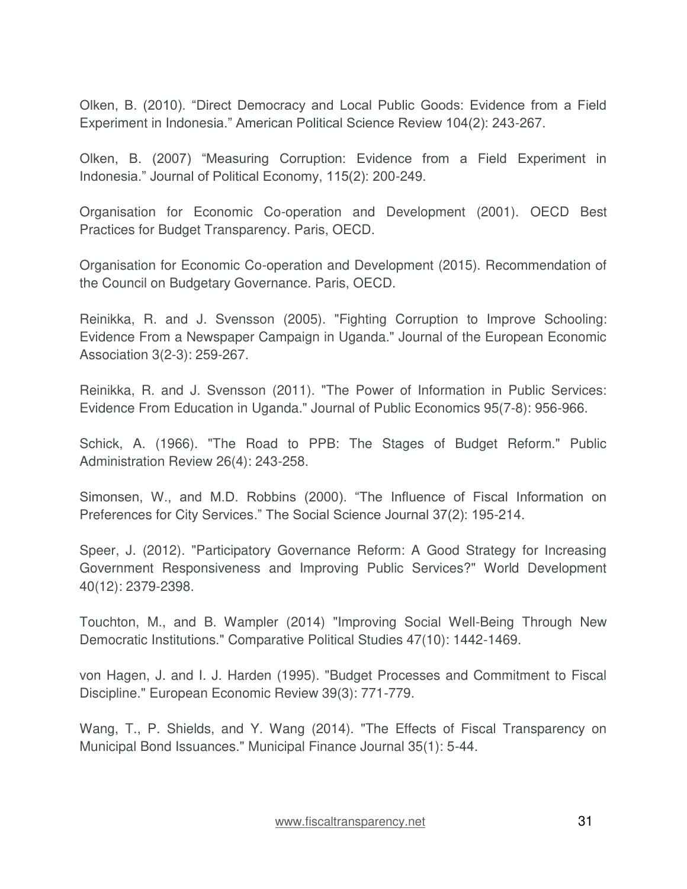Olken, B. (2010). “Direct Democracy and Local Public Goods: Evidence from a Field Experiment in Indonesia.” American Political Science Review 104(2): 243-267.

Olken, B. (2007) “Measuring Corruption: Evidence from a Field Experiment in Indonesia.” Journal of Political Economy, 115(2): 200-249.

Organisation for Economic Co-operation and Development (2001). OECD Best Practices for Budget Transparency. Paris, OECD.

Organisation for Economic Co-operation and Development (2015). Recommendation of the Council on Budgetary Governance. Paris, OECD.

Reinikka, R. and J. Svensson (2005). "Fighting Corruption to Improve Schooling: Evidence From a Newspaper Campaign in Uganda." Journal of the European Economic Association 3(2-3): 259-267.

Reinikka, R. and J. Svensson (2011). "The Power of Information in Public Services: Evidence From Education in Uganda." Journal of Public Economics 95(7-8): 956-966.

Schick, A. (1966). "The Road to PPB: The Stages of Budget Reform." Public Administration Review 26(4): 243-258.

Simonsen, W., and M.D. Robbins (2000). “The Influence of Fiscal Information on Preferences for City Services.” The Social Science Journal 37(2): 195-214.

Speer, J. (2012). "Participatory Governance Reform: A Good Strategy for Increasing Government Responsiveness and Improving Public Services?" World Development 40(12): 2379-2398.

Touchton, M., and B. Wampler (2014) "Improving Social Well-Being Through New Democratic Institutions." Comparative Political Studies 47(10): 1442-1469.

von Hagen, J. and I. J. Harden (1995). "Budget Processes and Commitment to Fiscal Discipline." European Economic Review 39(3): 771-779.

Wang, T., P. Shields, and Y. Wang (2014). "The Effects of Fiscal Transparency on Municipal Bond Issuances." Municipal Finance Journal 35(1): 5-44.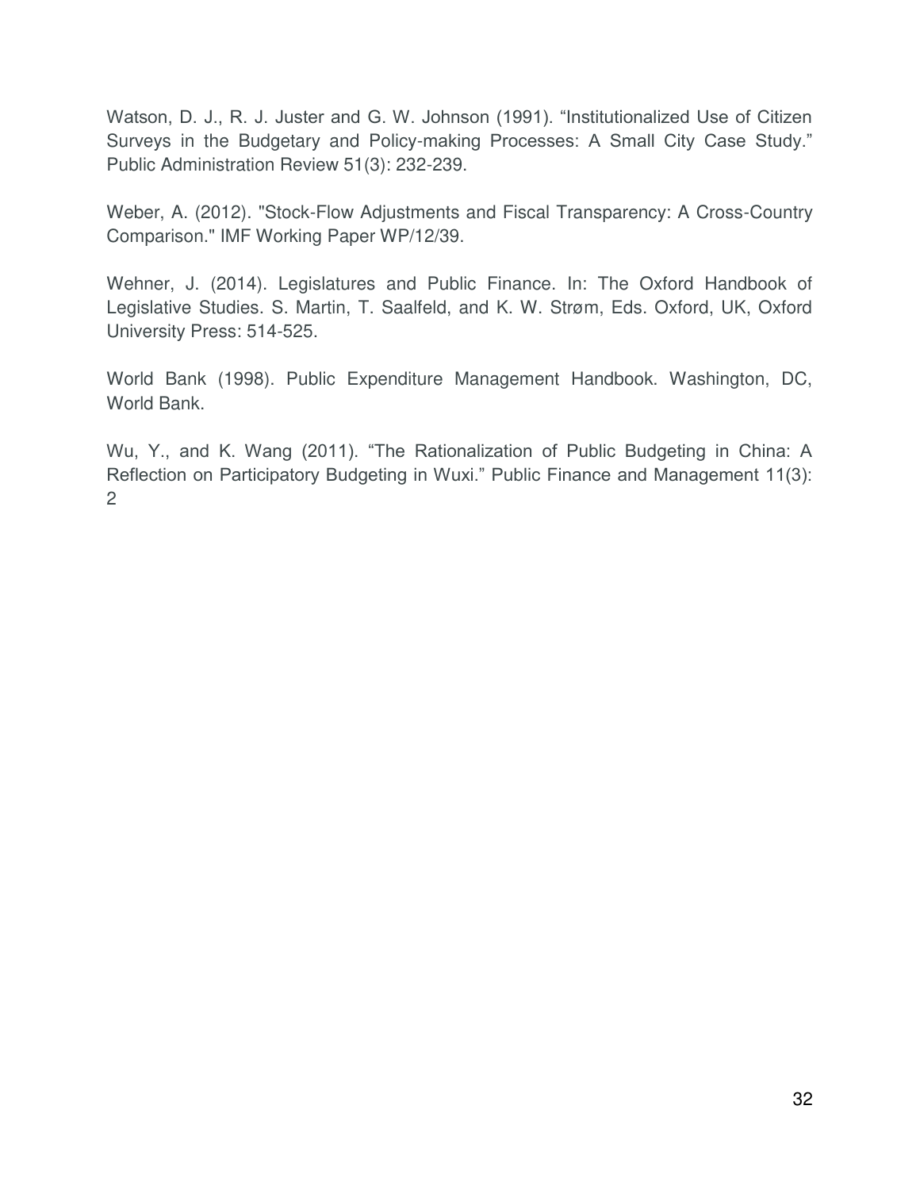Watson, D. J., R. J. Juster and G. W. Johnson (1991). “Institutionalized Use of Citizen Surveys in the Budgetary and Policy-making Processes: A Small City Case Study.” Public Administration Review 51(3): 232-239.

Weber, A. (2012). "Stock-Flow Adjustments and Fiscal Transparency: A Cross-Country Comparison." IMF Working Paper WP/12/39.

Wehner, J. (2014). Legislatures and Public Finance. In: The Oxford Handbook of Legislative Studies. S. Martin, T. Saalfeld, and K. W. Strøm, Eds. Oxford, UK, Oxford University Press: 514-525.

World Bank (1998). Public Expenditure Management Handbook. Washington, DC, World Bank.

Wu, Y., and K. Wang (2011). “The Rationalization of Public Budgeting in China: A Reflection on Participatory Budgeting in Wuxi.” Public Finance and Management 11(3): 2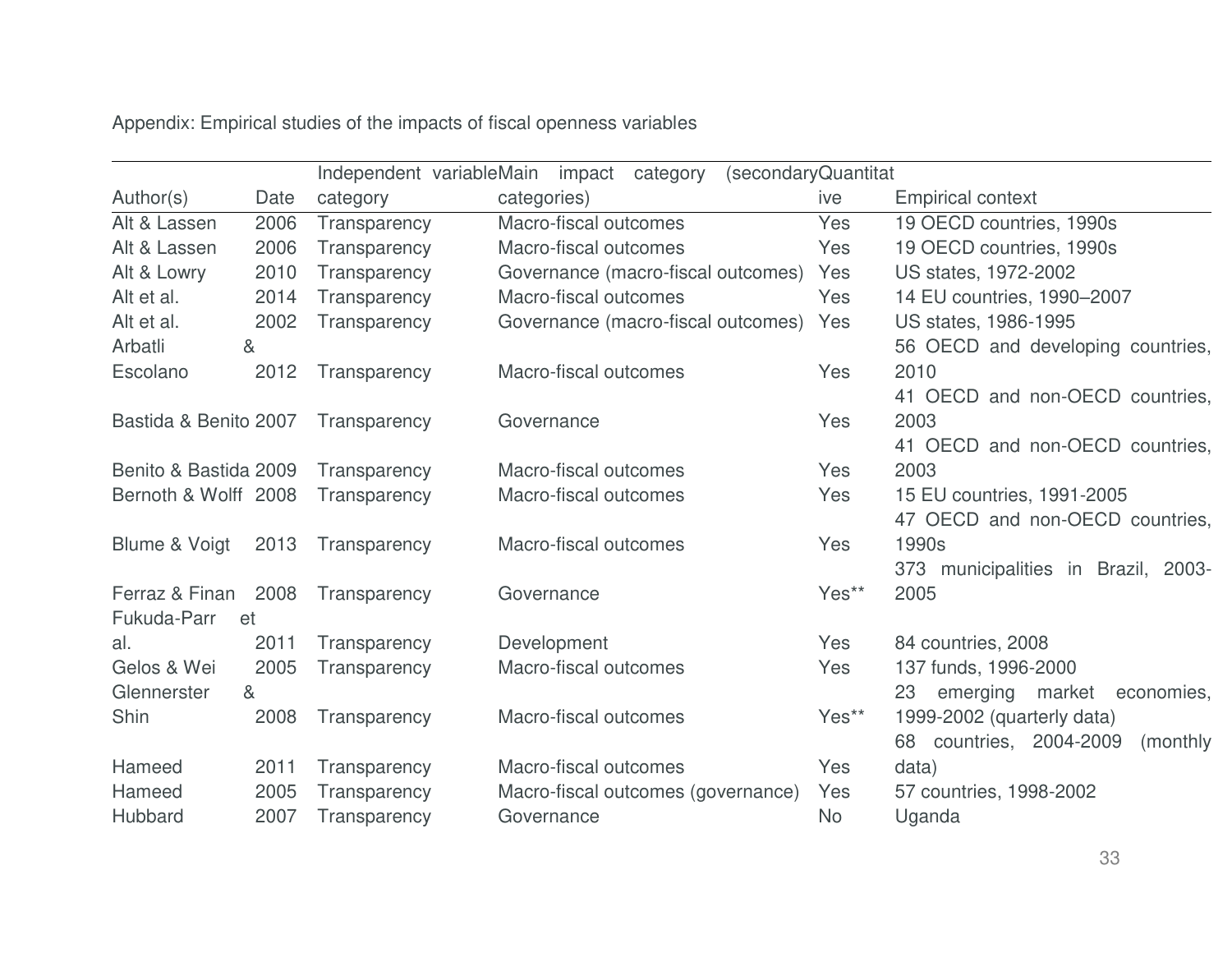Appendix: Empirical studies of the impacts of fiscal openness variables

| Author(s) | Date | Independent variable category | Main impact category (secondary categories) | Quantitative | Empirical context |
|---|---|---|---|---|---|
| Alt & Lassen | 2006 | Transparency | Macro-fiscal outcomes | Yes | 19 OECD countries, 1990s |
| Alt & Lassen | 2006 | Transparency | Macro-fiscal outcomes | Yes | 19 OECD countries, 1990s |
| Alt & Lowry | 2010 | Transparency | Governance (macro-fiscal outcomes) | Yes | US states, 1972-2002 |
| Alt et al. | 2014 | Transparency | Macro-fiscal outcomes | Yes | 14 EU countries, 1990–2007 |
| Alt et al. | 2002 | Transparency | Governance (macro-fiscal outcomes) | Yes | US states, 1986-1995 |
| Arbatli & Escolano | 2012 | Transparency | Macro-fiscal outcomes | Yes | 56 OECD and developing countries, 2010 |
| Bastida & Benito | 2007 | Transparency | Governance | Yes | 41 OECD and non-OECD countries, 2003 |
| Benito & Bastida | 2009 | Transparency | Macro-fiscal outcomes | Yes | 41 OECD and non-OECD countries, 2003 |
| Bernoth & Wolff | 2008 | Transparency | Macro-fiscal outcomes | Yes | 15 EU countries, 1991-2005 |
| Blume & Voigt | 2013 | Transparency | Macro-fiscal outcomes | Yes | 47 OECD and non-OECD countries, 1990s |
| Ferraz & Finan | 2008 | Transparency | Governance | Yes** | 373 municipalities in Brazil, 2003-2005 |
| Fukuda-Parr et al. | 2011 | Transparency | Development | Yes | 84 countries, 2008 |
| Gelos & Wei | 2005 | Transparency | Macro-fiscal outcomes | Yes | 137 funds, 1996-2000 |
| Glennerster & Shin | 2008 | Transparency | Macro-fiscal outcomes | Yes** | 23 emerging market economies, 1999-2002 (quarterly data) |
| Hameed | 2011 | Transparency | Macro-fiscal outcomes | Yes | 68 countries, 2004-2009 (monthly data) |
| Hameed | 2005 | Transparency | Macro-fiscal outcomes (governance) | Yes | 57 countries, 1998-2002 |
| Hubbard | 2007 | Transparency | Governance | No | Uganda |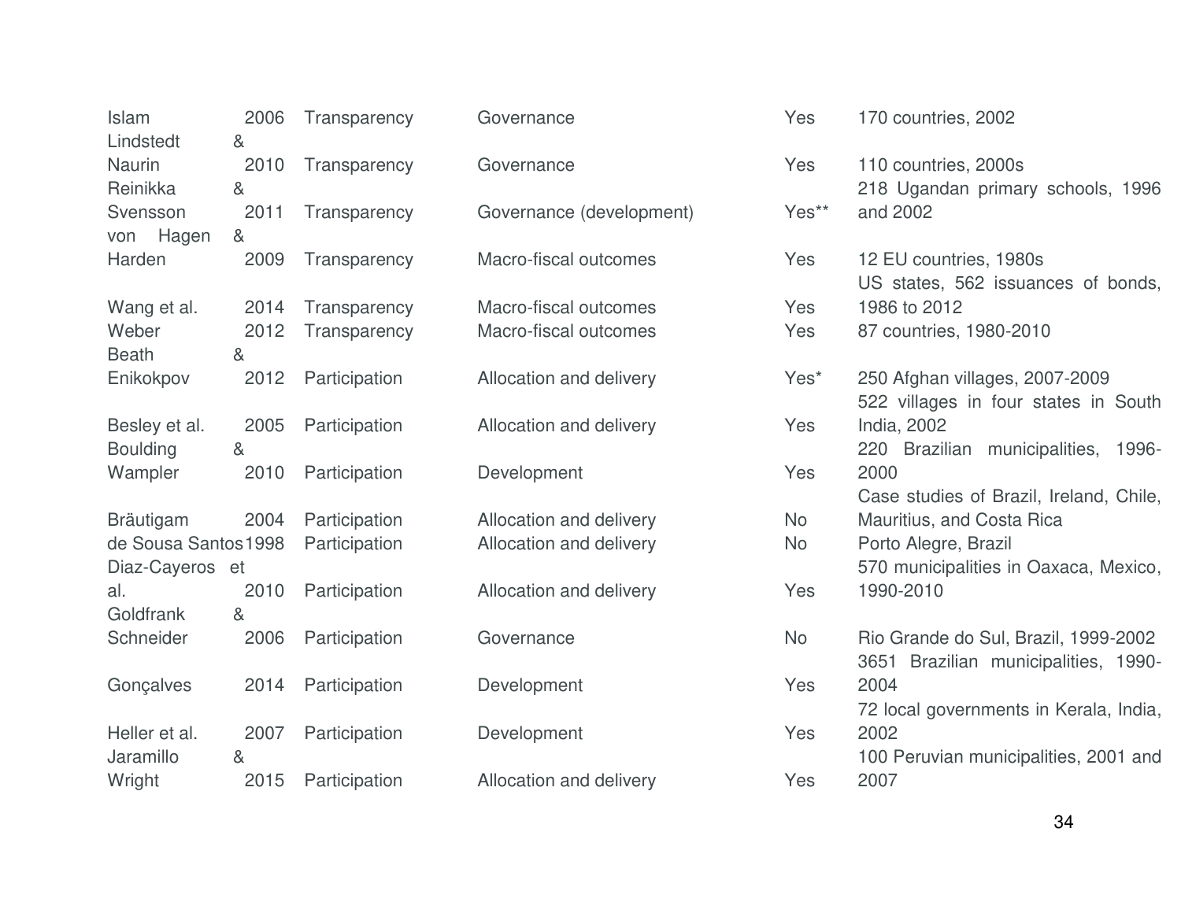| | | | | | |
|---|---|---|---|---|---|
| Islam | 2006 | Transparency | Governance | Yes | 170 countries, 2002 |
| Lindstedt & Naurin | 2010 | Transparency | Governance | Yes | 110 countries, 2000s |
| Reinikka & Svensson | 2011 | Transparency | Governance (development) | Yes** | 218 Ugandan primary schools, 1996 and 2002 |
| von Hagen & Harden | 2009 | Transparency | Macro-fiscal outcomes | Yes | 12 EU countries, 1980s |
| Wang et al. | 2014 | Transparency | Macro-fiscal outcomes | Yes | US states, 562 issuances of bonds, 1986 to 2012 |
| Weber | 2012 | Transparency | Macro-fiscal outcomes | Yes | 87 countries, 1980-2010 |
| Beath & Enikokpov | 2012 | Participation | Allocation and delivery | Yes* | 250 Afghan villages, 2007-2009 |
| Besley et al. | 2005 | Participation | Allocation and delivery | Yes | 522 villages in four states in South India, 2002 |
| Boulding & Wampler | 2010 | Participation | Development | Yes | 220 Brazilian municipalities, 1996-2000 |
| Bräutigam | 2004 | Participation | Allocation and delivery | No | Case studies of Brazil, Ireland, Chile, Mauritius, and Costa Rica |
| de Sousa Santos | 1998 | Participation | Allocation and delivery | No | Porto Alegre, Brazil |
| Diaz-Cayeros et al. | 2010 | Participation | Allocation and delivery | Yes | 570 municipalities in Oaxaca, Mexico, 1990-2010 |
| Goldfrank & Schneider | 2006 | Participation | Governance | No | Rio Grande do Sul, Brazil, 1999-2002 |
| Gonçalves | 2014 | Participation | Development | Yes | 3651 Brazilian municipalities, 1990-2004 |
| Heller et al. | 2007 | Participation | Development | Yes | 72 local governments in Kerala, India, 2002 |
| Jaramillo & Wright | 2015 | Participation | Allocation and delivery | Yes | 100 Peruvian municipalities, 2001 and 2007 |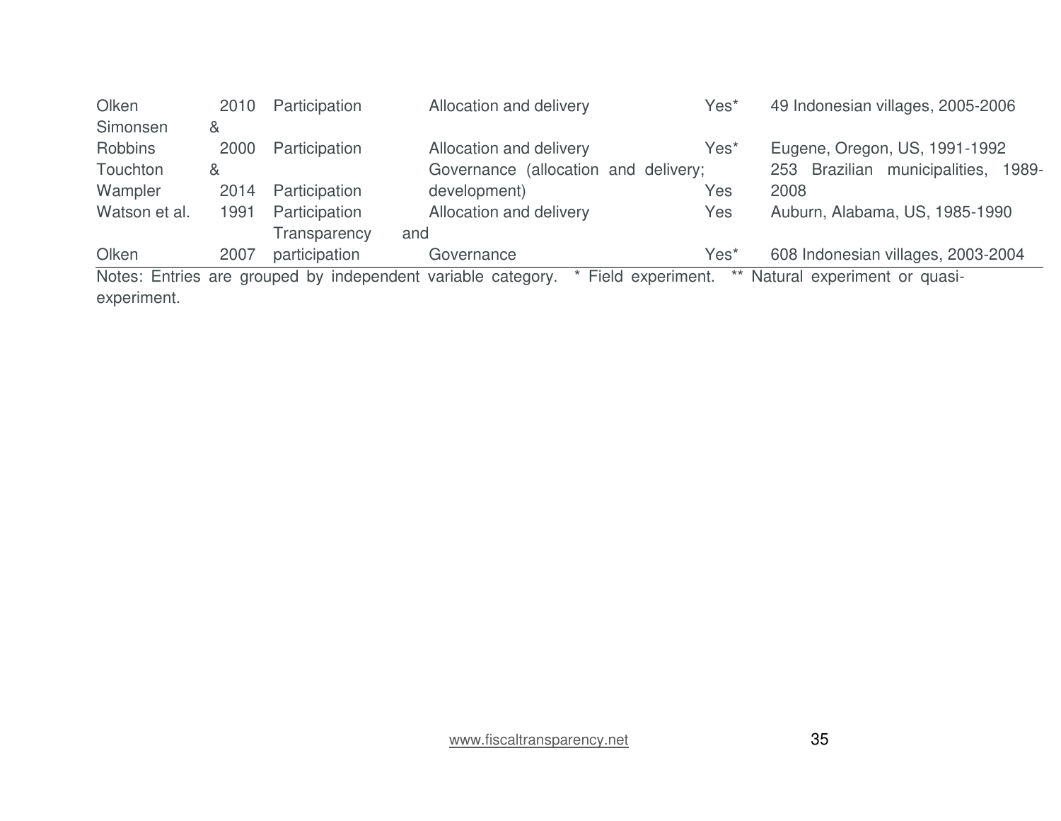| | | | | | |
|---|---|---|---|---|---|
| Olken | 2010 | Participation | Allocation and delivery | Yes* | 49 Indonesian villages, 2005-2006 |
| Simonsen & Robbins | 2000 | Participation | Allocation and delivery | Yes* | Eugene, Oregon, US, 1991-1992 |
| Touchton & Wampler | 2014 | Participation | Governance (allocation and delivery; development) | Yes | 253 Brazilian municipalities, 1989-2008 |
| Watson et al. | 1991 | Participation | Allocation and delivery | Yes | Auburn, Alabama, US, 1985-1990 |
| Olken | 2007 | Transparency and participation | Governance | Yes* | 608 Indonesian villages, 2003-2004 |

Notes: Entries are grouped by independent variable category. * Field experiment. ** Natural experiment or quasi-experiment.